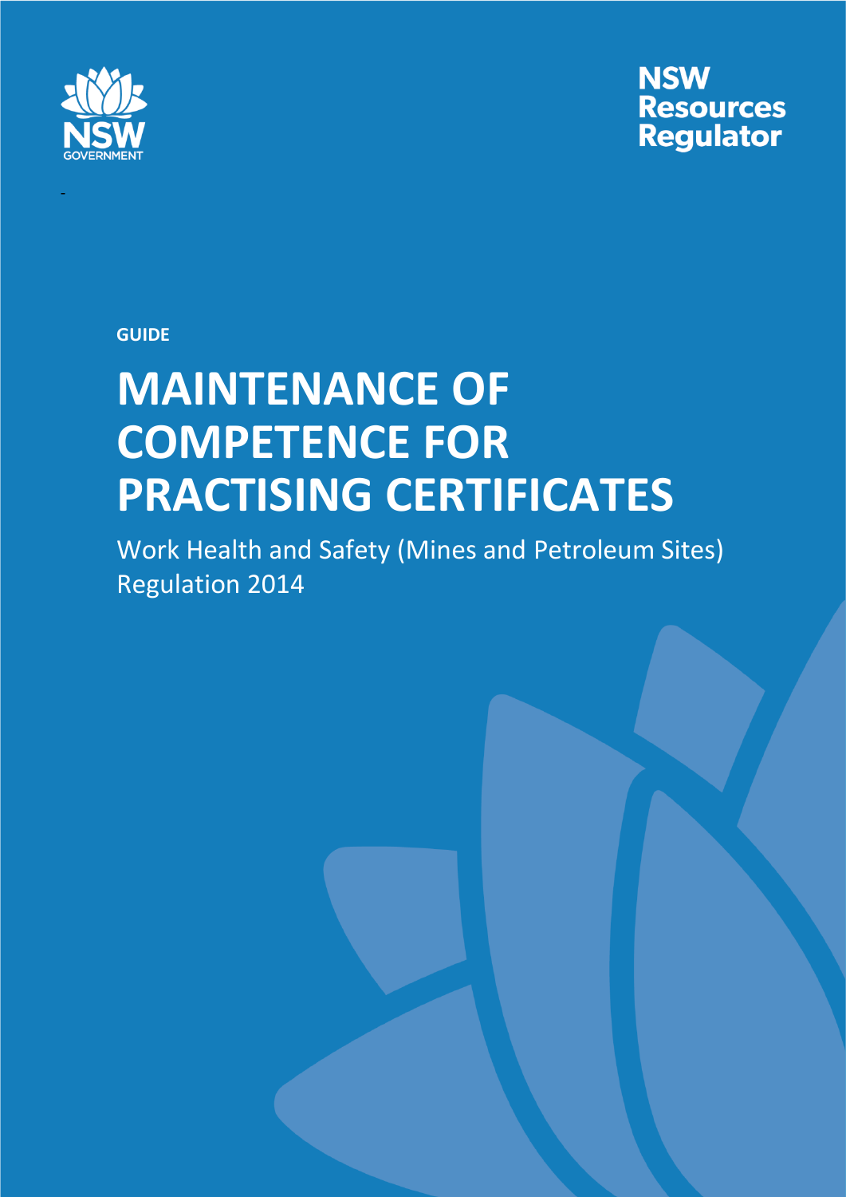NSW GOVERNMENT

NSW Resources Regulator

GUIDE

# MAINTENANCE OF COMPETENCE FOR PRACTISING CERTIFICATES

Work Health and Safety (Mines and Petroleum Sites) Regulation 2014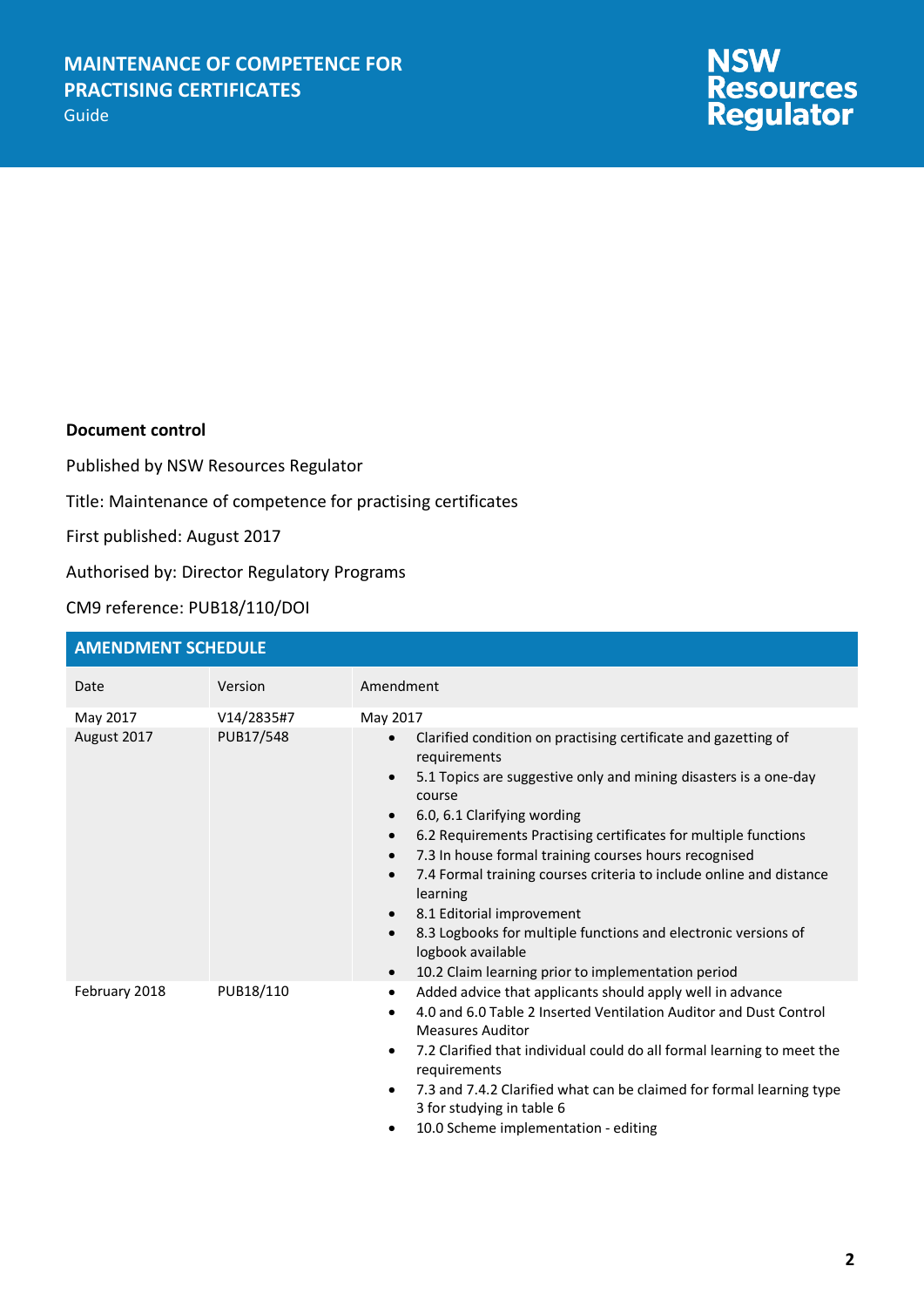**Document control**

Published by NSW Resources Regulator

Title: Maintenance of competence for practising certificates

First published: August 2017

Authorised by: Director Regulatory Programs

CM9 reference: PUB18/110/DOI

| AMENDMENT SCHEDULE | | |
|---|---|---|
| Date | Version | Amendment |
| May 2017 | V14/2835#7 | May 2017 |
| August 2017 | PUB17/548 | • Clarified condition on practising certificate and gazetting of requirements<br>• 5.1 Topics are suggestive only and mining disasters is a one-day course<br>• 6.0, 6.1 Clarifying wording<br>• 6.2 Requirements Practising certificates for multiple functions<br>• 7.3 In house formal training courses hours recognised<br>• 7.4 Formal training courses criteria to include online and distance learning<br>• 8.1 Editorial improvement<br>• 8.3 Logbooks for multiple functions and electronic versions of logbook available<br>• 10.2 Claim learning prior to implementation period |
| February 2018 | PUB18/110 | • Added advice that applicants should apply well in advance<br>• 4.0 and 6.0 Table 2 Inserted Ventilation Auditor and Dust Control Measures Auditor<br>• 7.2 Clarified that individual could do all formal learning to meet the requirements<br>• 7.3 and 7.4.2 Clarified what can be claimed for formal learning type 3 for studying in table 6<br>• 10.0 Scheme implementation - editing |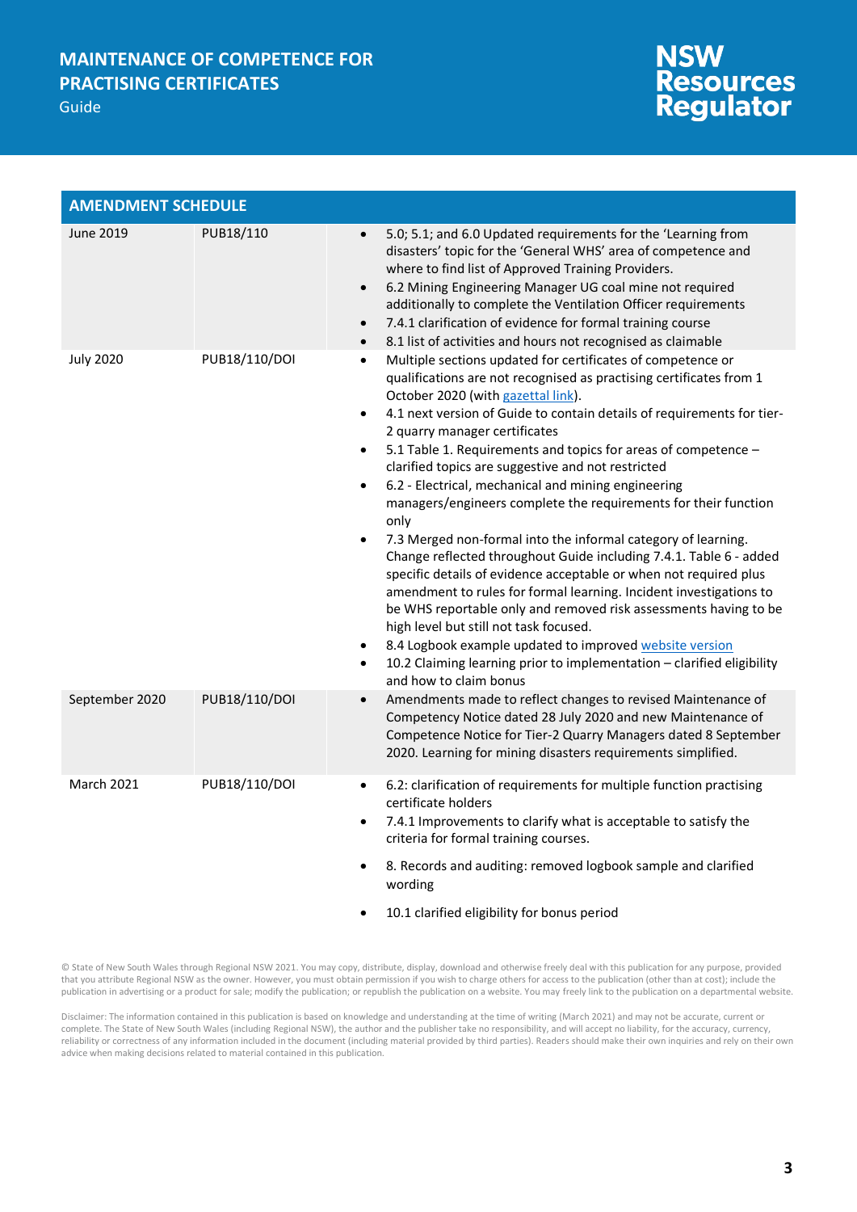## AMENDMENT SCHEDULE

| | | |
|---|---|---|
| June 2019 | PUB18/110 | • 5.0; 5.1; and 6.0 Updated requirements for the 'Learning from disasters' topic for the 'General WHS' area of competence and where to find list of Approved Training Providers.<br>• 6.2 Mining Engineering Manager UG coal mine not required additionally to complete the Ventilation Officer requirements<br>• 7.4.1 clarification of evidence for formal training course<br>• 8.1 list of activities and hours not recognised as claimable |
| July 2020 | PUB18/110/DOI | • Multiple sections updated for certificates of competence or qualifications are not recognised as practising certificates from 1 October 2020 (with gazettal link).<br>• 4.1 next version of Guide to contain details of requirements for tier-2 quarry manager certificates<br>• 5.1 Table 1. Requirements and topics for areas of competence – clarified topics are suggestive and not restricted<br>• 6.2 - Electrical, mechanical and mining engineering managers/engineers complete the requirements for their function only<br>• 7.3 Merged non-formal into the informal category of learning. Change reflected throughout Guide including 7.4.1. Table 6 - added specific details of evidence acceptable or when not required plus amendment to rules for formal learning. Incident investigations to be WHS reportable only and removed risk assessments having to be high level but still not task focused.<br>• 8.4 Logbook example updated to improved website version<br>• 10.2 Claiming learning prior to implementation – clarified eligibility and how to claim bonus |
| September 2020 | PUB18/110/DOI | • Amendments made to reflect changes to revised Maintenance of Competency Notice dated 28 July 2020 and new Maintenance of Competence Notice for Tier-2 Quarry Managers dated 8 September 2020. Learning for mining disasters requirements simplified. |
| March 2021 | PUB18/110/DOI | • 6.2: clarification of requirements for multiple function practising certificate holders<br>• 7.4.1 Improvements to clarify what is acceptable to satisfy the criteria for formal training courses.<br>• 8. Records and auditing: removed logbook sample and clarified wording<br>• 10.1 clarified eligibility for bonus period |

© State of New South Wales through Regional NSW 2021. You may copy, distribute, display, download and otherwise freely deal with this publication for any purpose, provided that you attribute Regional NSW as the owner. However, you must obtain permission if you wish to charge others for access to the publication (other than at cost); include the publication in advertising or a product for sale; modify the publication; or republish the publication on a website. You may freely link to the publication on a departmental website.

Disclaimer: The information contained in this publication is based on knowledge and understanding at the time of writing (March 2021) and may not be accurate, current or complete. The State of New South Wales (including Regional NSW), the author and the publisher take no responsibility, and will accept no liability, for the accuracy, currency, reliability or correctness of any information included in the document (including material provided by third parties). Readers should make their own inquiries and rely on their own advice when making decisions related to material contained in this publication.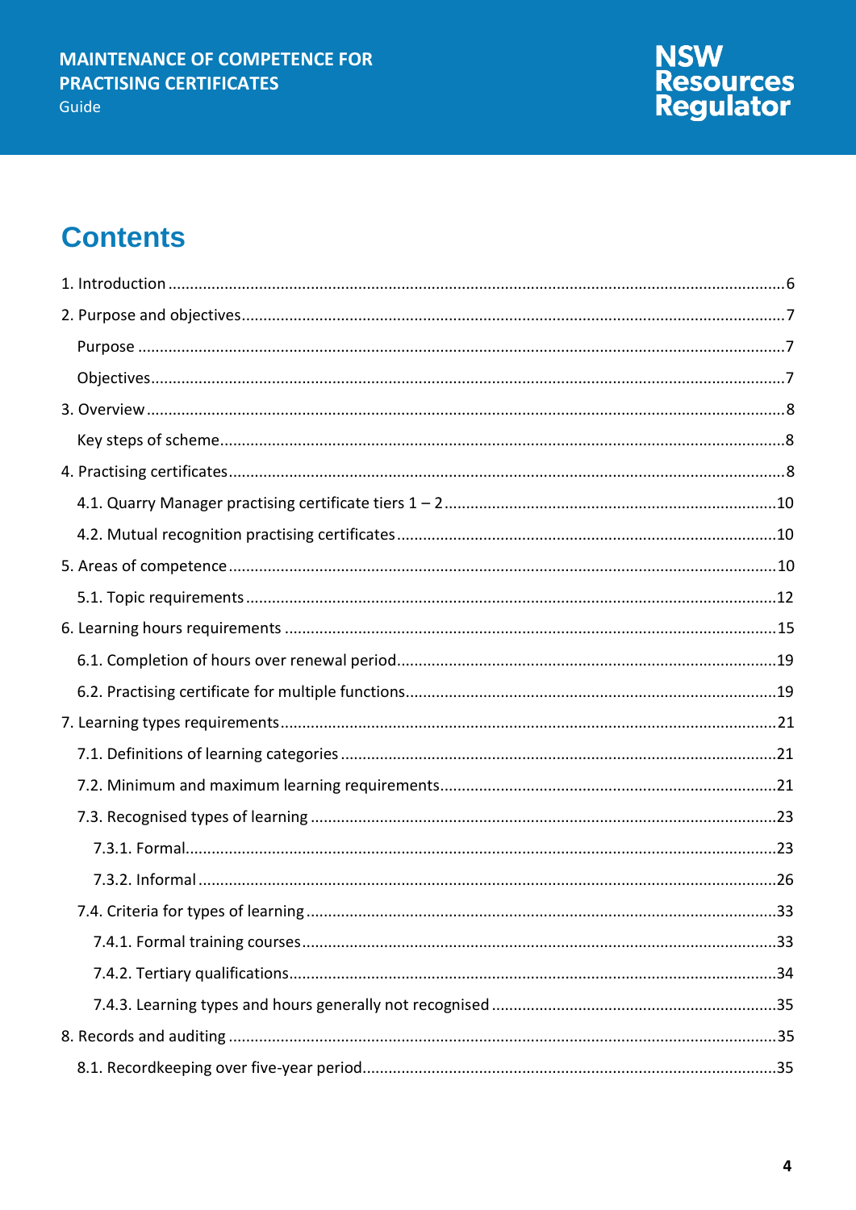# Contents

1. Introduction ........................................................ 6
2. Purpose and objectives ........................................................ 7
   - Purpose ........................................................ 7
   - Objectives ........................................................ 7
3. Overview ........................................................ 8
   - Key steps of scheme ........................................................ 8
4. Practising certificates ........................................................ 8
   - 4.1. Quarry Manager practising certificate tiers 1 – 2 ........................................................ 10
   - 4.2. Mutual recognition practising certificates ........................................................ 10
5. Areas of competence ........................................................ 10
   - 5.1. Topic requirements ........................................................ 12
6. Learning hours requirements ........................................................ 15
   - 6.1. Completion of hours over renewal period ........................................................ 19
   - 6.2. Practising certificate for multiple functions ........................................................ 19
7. Learning types requirements ........................................................ 21
   - 7.1. Definitions of learning categories ........................................................ 21
   - 7.2. Minimum and maximum learning requirements ........................................................ 21
   - 7.3. Recognised types of learning ........................................................ 23
     - 7.3.1. Formal ........................................................ 23
     - 7.3.2. Informal ........................................................ 26
   - 7.4. Criteria for types of learning ........................................................ 33
     - 7.4.1. Formal training courses ........................................................ 33
     - 7.4.2. Tertiary qualifications ........................................................ 34
     - 7.4.3. Learning types and hours generally not recognised ........................................................ 35
8. Records and auditing ........................................................ 35
   - 8.1. Recordkeeping over five-year period ........................................................ 35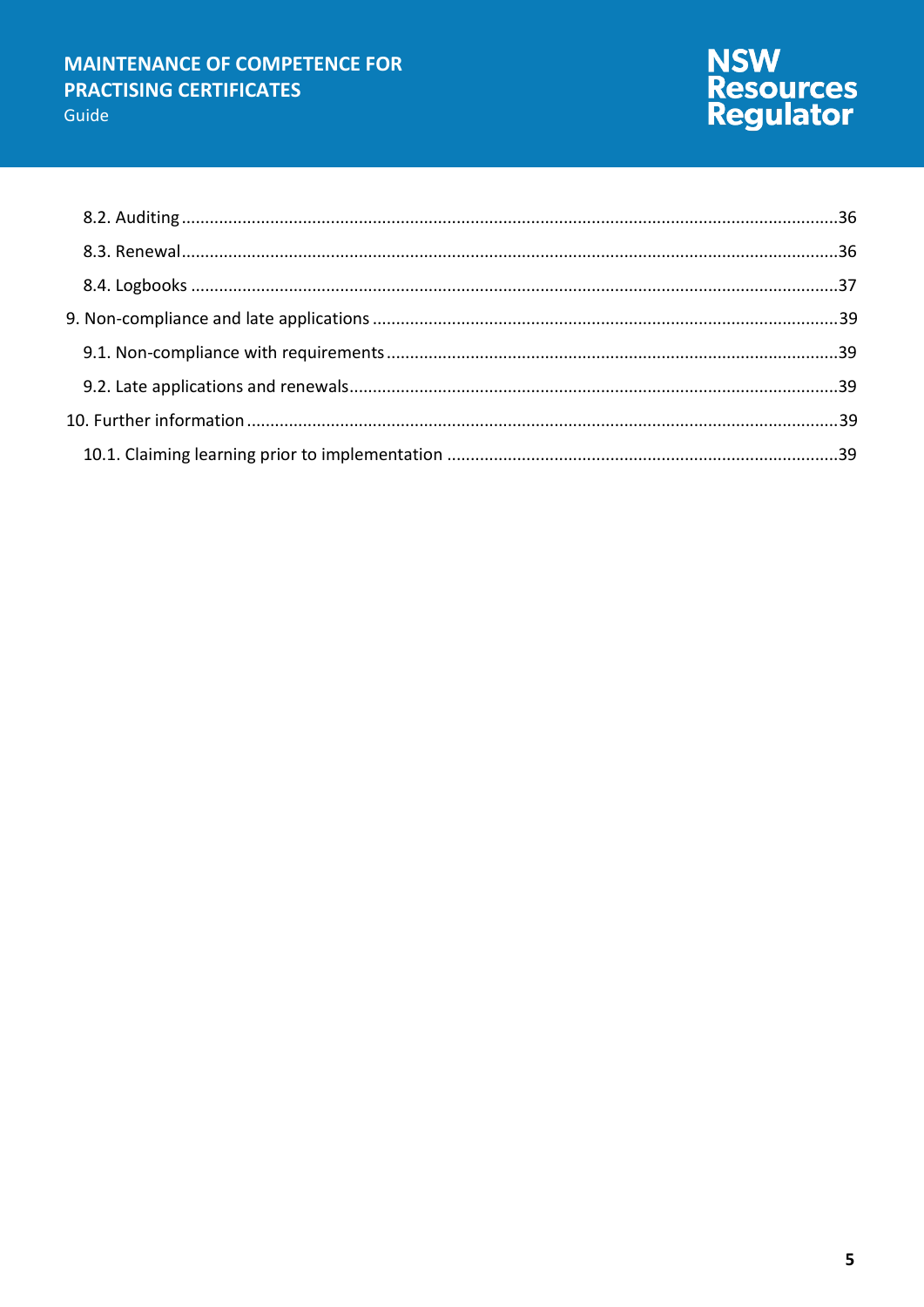- 8.2. Auditing ........................................................................................................................................36
- 8.3. Renewal.........................................................................................................................................36
- 8.4. Logbooks ......................................................................................................................................37

9. Non-compliance and late applications ..................................................................................39

- 9.1. Non-compliance with requirements ...............................................................................39
- 9.2. Late applications and renewals......................................................................................39

10. Further information ..............................................................................................................39

- 10.1. Claiming learning prior to implementation ..................................................................39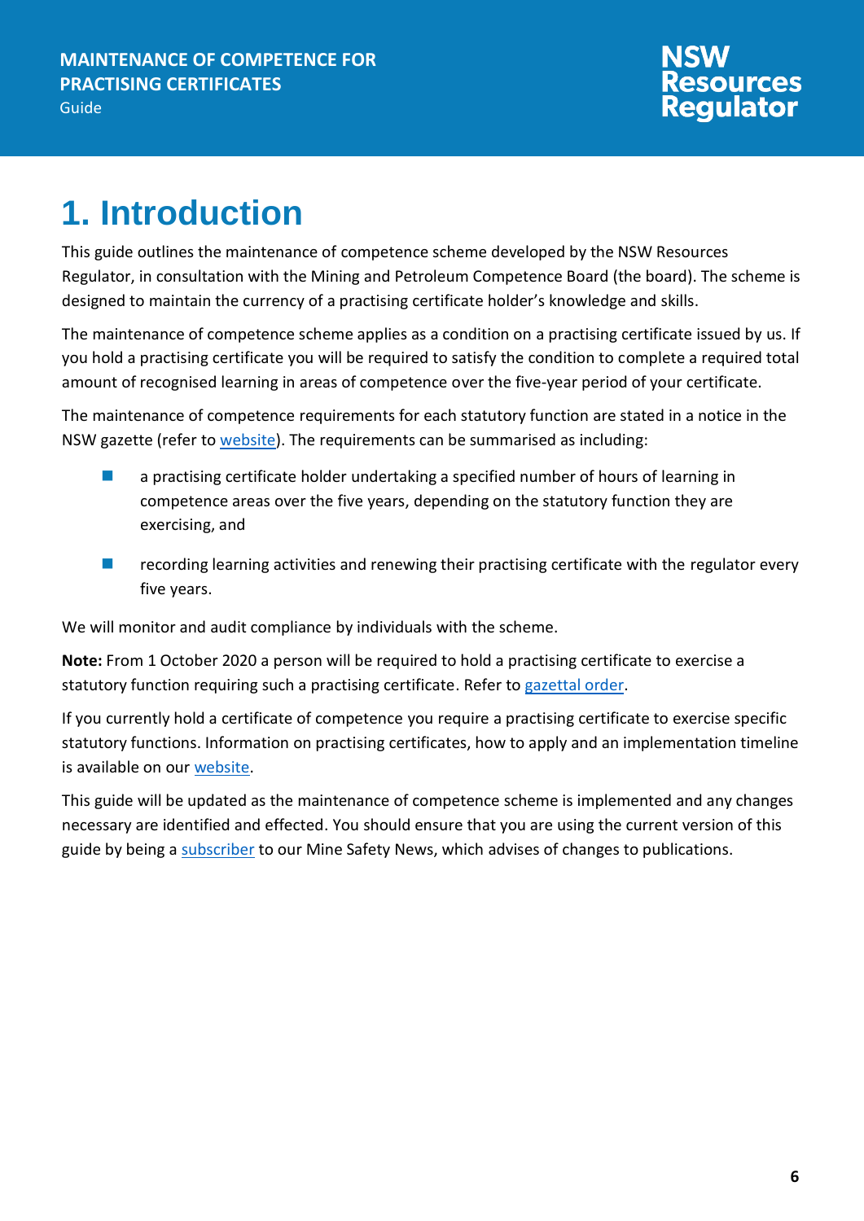# 1. Introduction

This guide outlines the maintenance of competence scheme developed by the NSW Resources Regulator, in consultation with the Mining and Petroleum Competence Board (the board). The scheme is designed to maintain the currency of a practising certificate holder's knowledge and skills.

The maintenance of competence scheme applies as a condition on a practising certificate issued by us. If you hold a practising certificate you will be required to satisfy the condition to complete a required total amount of recognised learning in areas of competence over the five-year period of your certificate.

The maintenance of competence requirements for each statutory function are stated in a notice in the NSW gazette (refer to website). The requirements can be summarised as including:

- a practising certificate holder undertaking a specified number of hours of learning in competence areas over the five years, depending on the statutory function they are exercising, and
- recording learning activities and renewing their practising certificate with the regulator every five years.

We will monitor and audit compliance by individuals with the scheme.

**Note:** From 1 October 2020 a person will be required to hold a practising certificate to exercise a statutory function requiring such a practising certificate. Refer to gazettal order.

If you currently hold a certificate of competence you require a practising certificate to exercise specific statutory functions. Information on practising certificates, how to apply and an implementation timeline is available on our website.

This guide will be updated as the maintenance of competence scheme is implemented and any changes necessary are identified and effected. You should ensure that you are using the current version of this guide by being a subscriber to our Mine Safety News, which advises of changes to publications.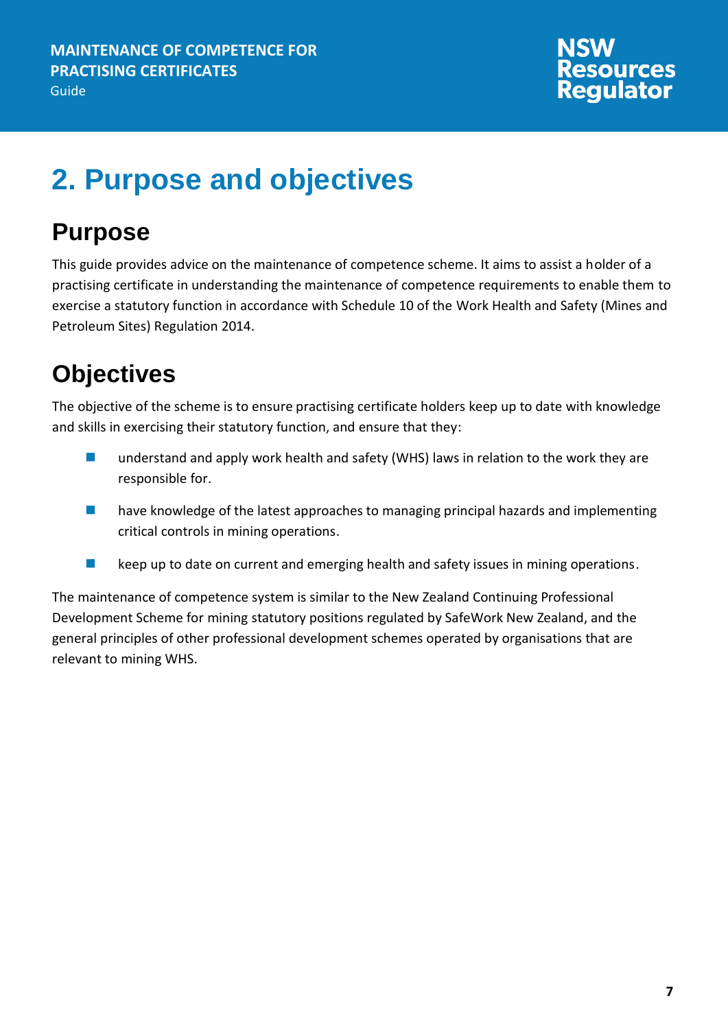# 2. Purpose and objectives

## Purpose

This guide provides advice on the maintenance of competence scheme. It aims to assist a holder of a practising certificate in understanding the maintenance of competence requirements to enable them to exercise a statutory function in accordance with Schedule 10 of the Work Health and Safety (Mines and Petroleum Sites) Regulation 2014.

## Objectives

The objective of the scheme is to ensure practising certificate holders keep up to date with knowledge and skills in exercising their statutory function, and ensure that they:

- understand and apply work health and safety (WHS) laws in relation to the work they are responsible for.
- have knowledge of the latest approaches to managing principal hazards and implementing critical controls in mining operations.
- keep up to date on current and emerging health and safety issues in mining operations.

The maintenance of competence system is similar to the New Zealand Continuing Professional Development Scheme for mining statutory positions regulated by SafeWork New Zealand, and the general principles of other professional development schemes operated by organisations that are relevant to mining WHS.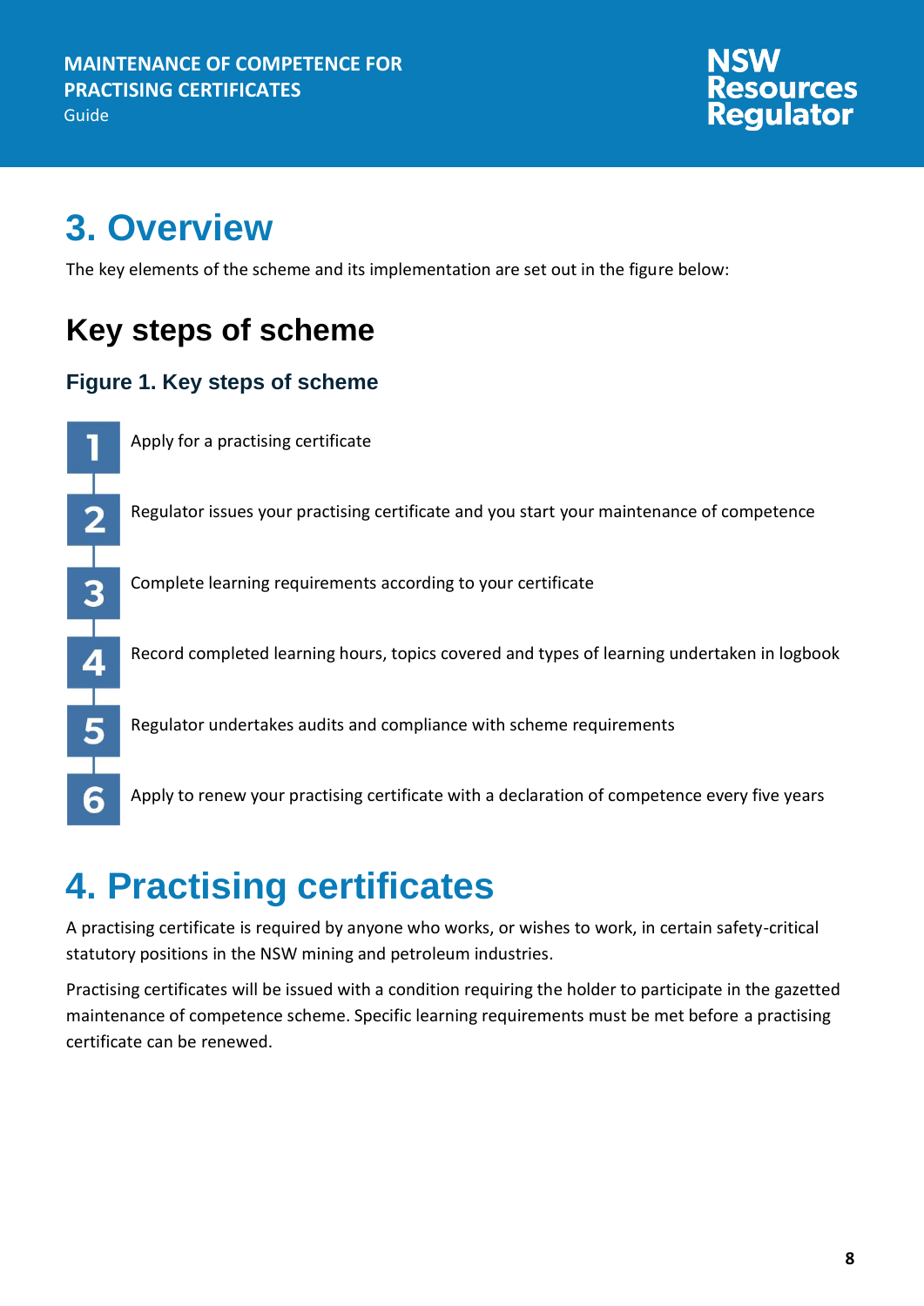# 3. Overview

The key elements of the scheme and its implementation are set out in the figure below:

## Key steps of scheme

### Figure 1. Key steps of scheme

1. Apply for a practising certificate
2. Regulator issues your practising certificate and you start your maintenance of competence
3. Complete learning requirements according to your certificate
4. Record completed learning hours, topics covered and types of learning undertaken in logbook
5. Regulator undertakes audits and compliance with scheme requirements
6. Apply to renew your practising certificate with a declaration of competence every five years

# 4. Practising certificates

A practising certificate is required by anyone who works, or wishes to work, in certain safety-critical statutory positions in the NSW mining and petroleum industries.

Practising certificates will be issued with a condition requiring the holder to participate in the gazetted maintenance of competence scheme. Specific learning requirements must be met before a practising certificate can be renewed.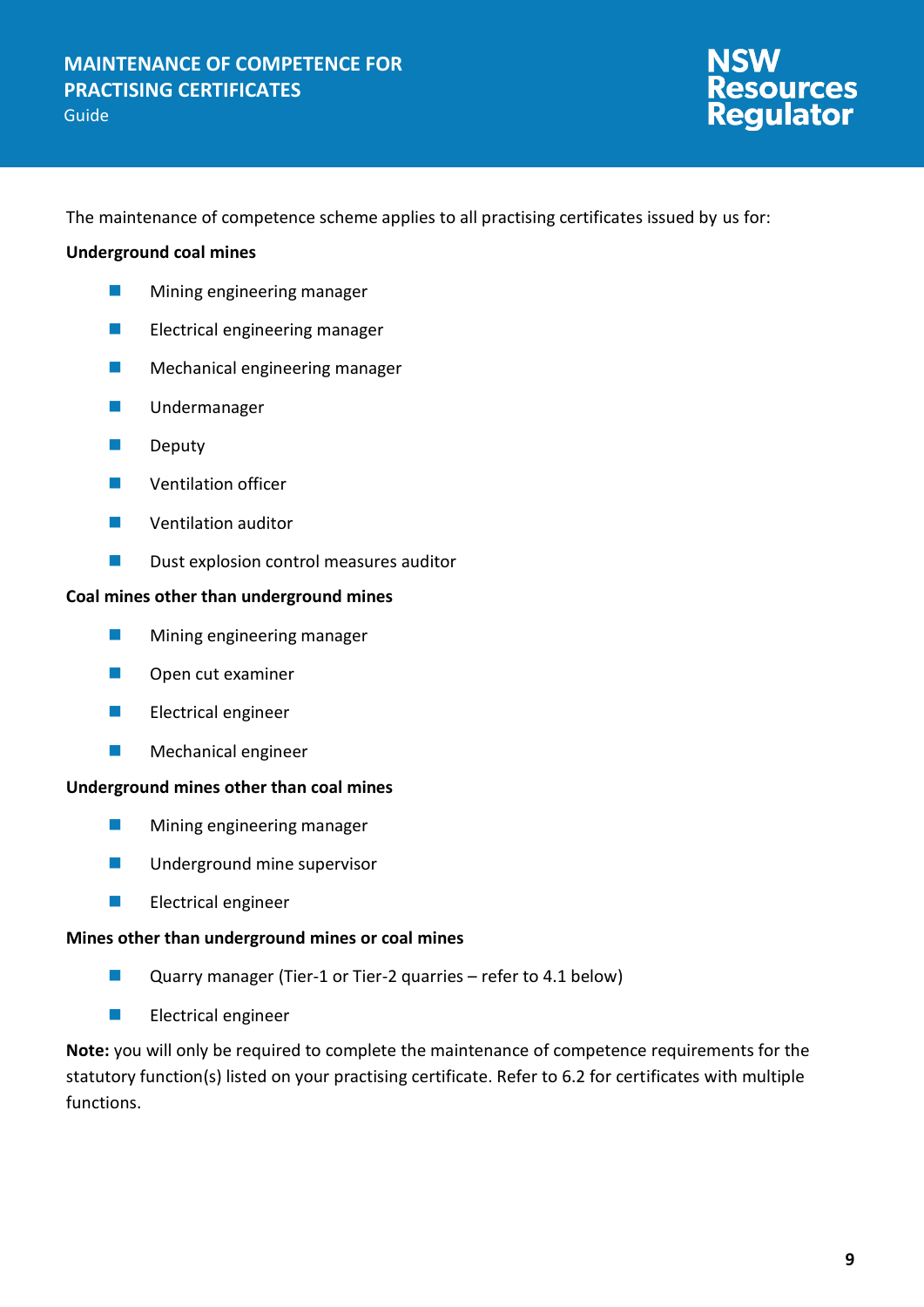The maintenance of competence scheme applies to all practising certificates issued by us for:

**Underground coal mines**

- Mining engineering manager
- Electrical engineering manager
- Mechanical engineering manager
- Undermanager
- Deputy
- Ventilation officer
- Ventilation auditor
- Dust explosion control measures auditor

**Coal mines other than underground mines**

- Mining engineering manager
- Open cut examiner
- Electrical engineer
- Mechanical engineer

**Underground mines other than coal mines**

- Mining engineering manager
- Underground mine supervisor
- Electrical engineer

**Mines other than underground mines or coal mines**

- Quarry manager (Tier-1 or Tier-2 quarries – refer to 4.1 below)
- Electrical engineer

**Note:** you will only be required to complete the maintenance of competence requirements for the statutory function(s) listed on your practising certificate. Refer to 6.2 for certificates with multiple functions.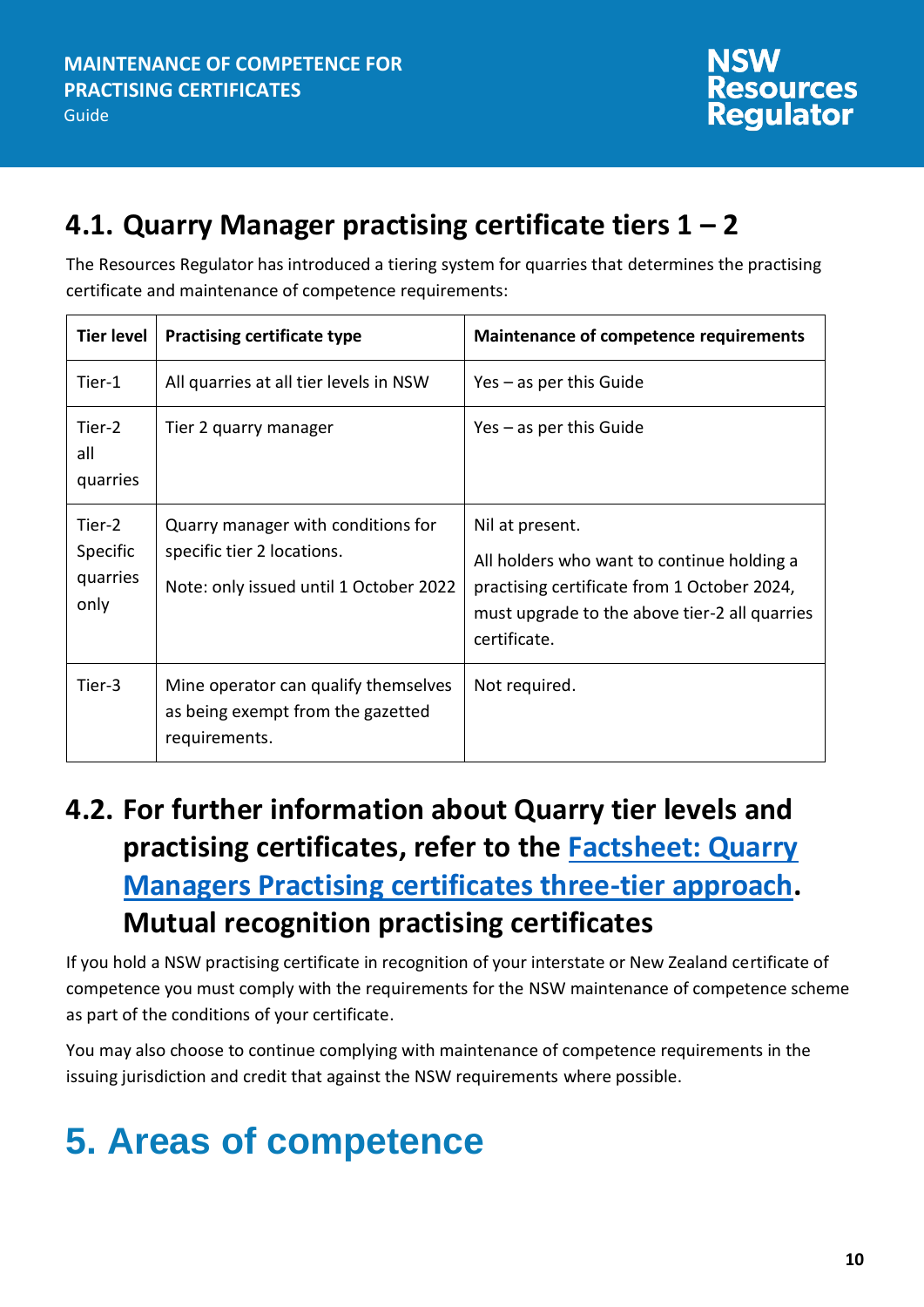## 4.1. Quarry Manager practising certificate tiers 1 – 2

The Resources Regulator has introduced a tiering system for quarries that determines the practising certificate and maintenance of competence requirements:

| Tier level | Practising certificate type | Maintenance of competence requirements |
|---|---|---|
| Tier-1 | All quarries at all tier levels in NSW | Yes – as per this Guide |
| Tier-2 all quarries | Tier 2 quarry manager | Yes – as per this Guide |
| Tier-2 Specific quarries only | Quarry manager with conditions for specific tier 2 locations.<br><br>Note: only issued until 1 October 2022 | Nil at present.<br><br>All holders who want to continue holding a practising certificate from 1 October 2024, must upgrade to the above tier-2 all quarries certificate. |
| Tier-3 | Mine operator can qualify themselves as being exempt from the gazetted requirements. | Not required. |

## 4.2. For further information about Quarry tier levels and practising certificates, refer to the Factsheet: Quarry Managers Practising certificates three-tier approach. Mutual recognition practising certificates

If you hold a NSW practising certificate in recognition of your interstate or New Zealand certificate of competence you must comply with the requirements for the NSW maintenance of competence scheme as part of the conditions of your certificate.

You may also choose to continue complying with maintenance of competence requirements in the issuing jurisdiction and credit that against the NSW requirements where possible.

# 5. Areas of competence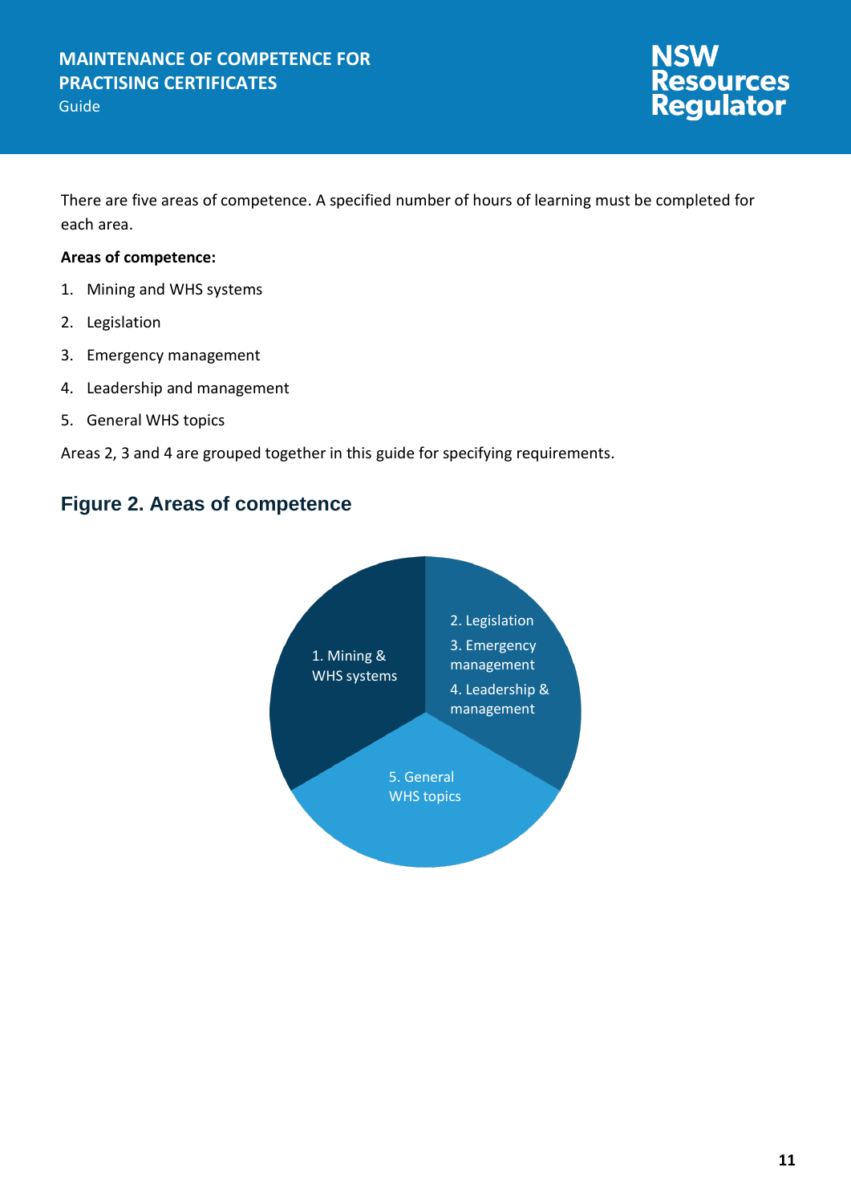There are five areas of competence. A specified number of hours of learning must be completed for each area.

**Areas of competence:**

1. Mining and WHS systems
2. Legislation
3. Emergency management
4. Leadership and management
5. General WHS topics

Areas 2, 3 and 4 are grouped together in this guide for specifying requirements.

## Figure 2. Areas of competence

1. Mining & WHS systems

2. Legislation
3. Emergency management
4. Leadership & management

5. General WHS topics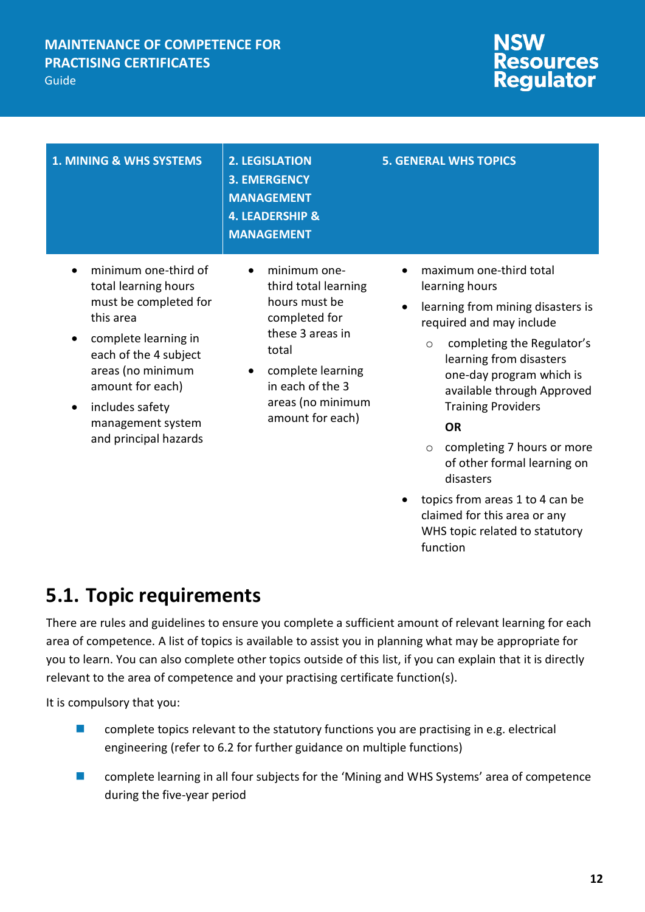| 1. MINING & WHS SYSTEMS | 2. LEGISLATION<br>3. EMERGENCY MANAGEMENT<br>4. LEADERSHIP & MANAGEMENT | 5. GENERAL WHS TOPICS |
|---|---|---|
| • minimum one-third of total learning hours must be completed for this area<br>• complete learning in each of the 4 subject areas (no minimum amount for each)<br>• includes safety management system and principal hazards | • minimum one-third total learning hours must be completed for these 3 areas in total<br>• complete learning in each of the 3 areas (no minimum amount for each) | • maximum one-third total learning hours<br>• learning from mining disasters is required and may include<br>  ○ completing the Regulator's learning from disasters one-day program which is available through Approved Training Providers<br>  **OR**<br>  ○ completing 7 hours or more of other formal learning on disasters<br>• topics from areas 1 to 4 can be claimed for this area or any WHS topic related to statutory function |

## 5.1. Topic requirements

There are rules and guidelines to ensure you complete a sufficient amount of relevant learning for each area of competence. A list of topics is available to assist you in planning what may be appropriate for you to learn. You can also complete other topics outside of this list, if you can explain that it is directly relevant to the area of competence and your practising certificate function(s).

It is compulsory that you:

- complete topics relevant to the statutory functions you are practising in e.g. electrical engineering (refer to 6.2 for further guidance on multiple functions)
- complete learning in all four subjects for the 'Mining and WHS Systems' area of competence during the five-year period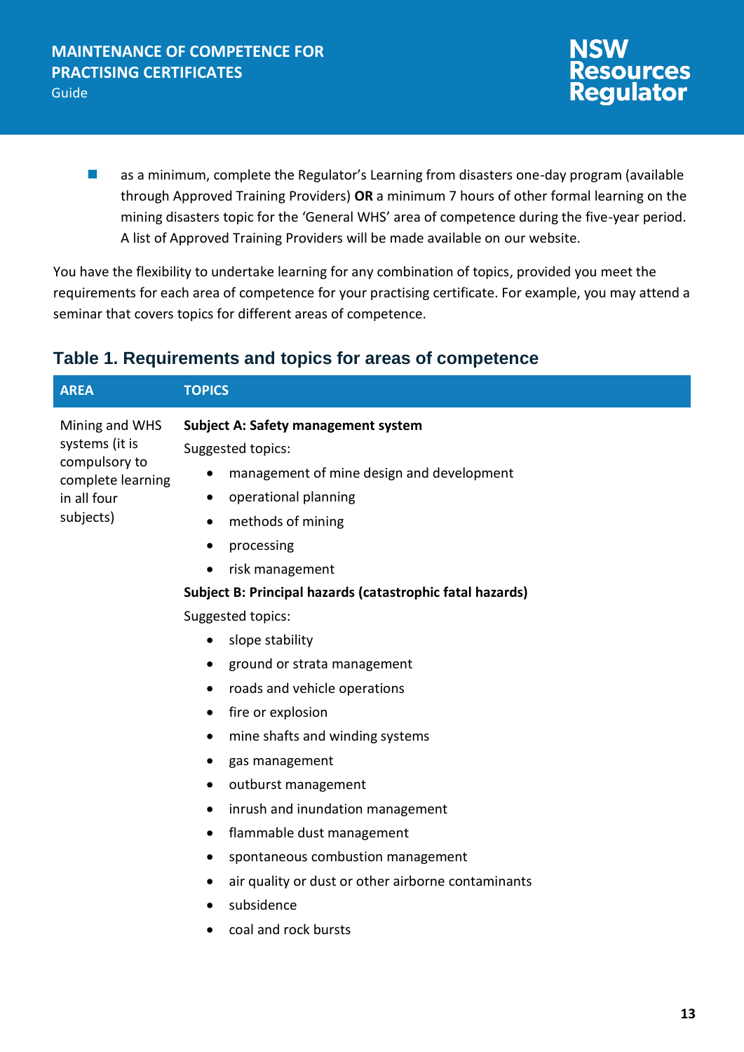- as a minimum, complete the Regulator's Learning from disasters one-day program (available through Approved Training Providers) **OR** a minimum 7 hours of other formal learning on the mining disasters topic for the 'General WHS' area of competence during the five-year period. A list of Approved Training Providers will be made available on our website.

You have the flexibility to undertake learning for any combination of topics, provided you meet the requirements for each area of competence for your practising certificate. For example, you may attend a seminar that covers topics for different areas of competence.

## Table 1. Requirements and topics for areas of competence

| AREA | TOPICS |
|---|---|
| Mining and WHS systems (it is compulsory to complete learning in all four subjects) | **Subject A: Safety management system**<br>Suggested topics:<br>• management of mine design and development<br>• operational planning<br>• methods of mining<br>• processing<br>• risk management<br>**Subject B: Principal hazards (catastrophic fatal hazards)**<br>Suggested topics:<br>• slope stability<br>• ground or strata management<br>• roads and vehicle operations<br>• fire or explosion<br>• mine shafts and winding systems<br>• gas management<br>• outburst management<br>• inrush and inundation management<br>• flammable dust management<br>• spontaneous combustion management<br>• air quality or dust or other airborne contaminants<br>• subsidence<br>• coal and rock bursts |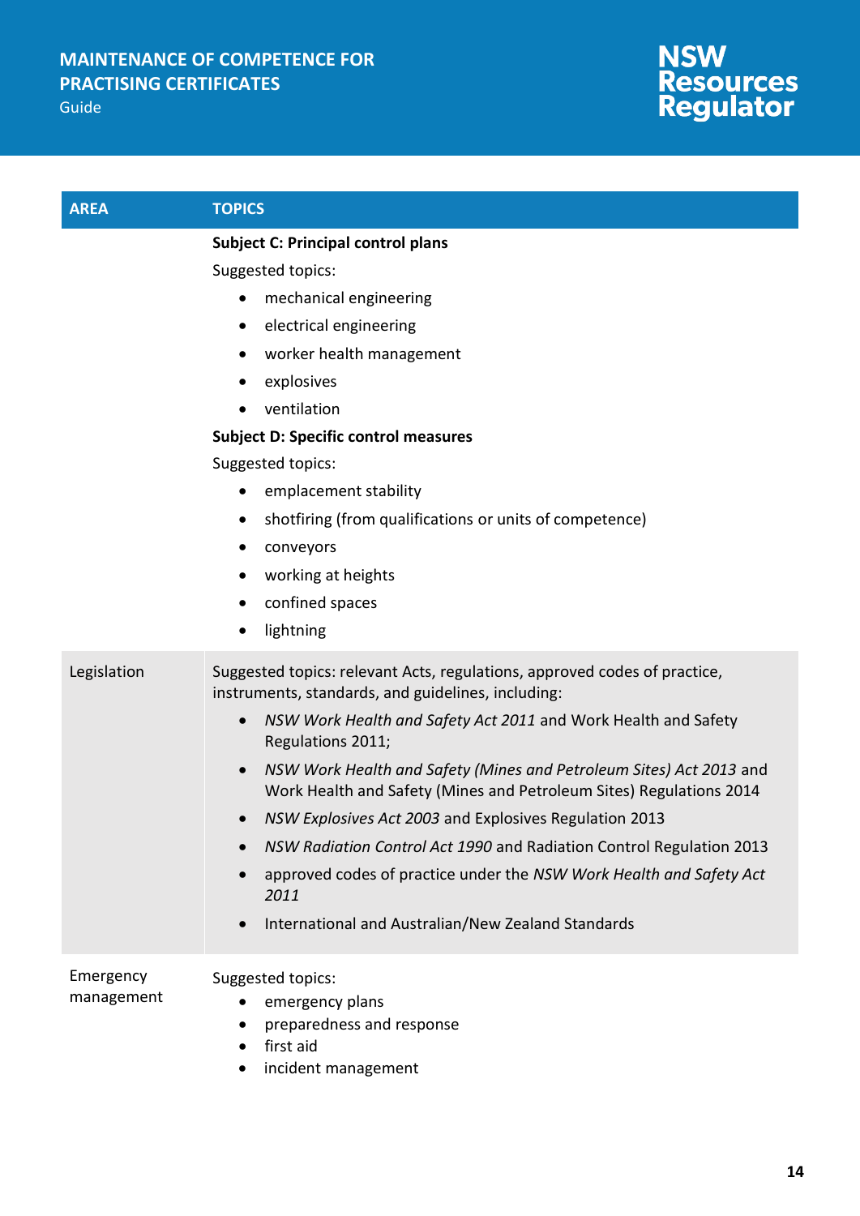| AREA | TOPICS |
|---|---|
| | **Subject C: Principal control plans**<br>Suggested topics:<br>• mechanical engineering<br>• electrical engineering<br>• worker health management<br>• explosives<br>• ventilation<br>**Subject D: Specific control measures**<br>Suggested topics:<br>• emplacement stability<br>• shotfiring (from qualifications or units of competence)<br>• conveyors<br>• working at heights<br>• confined spaces<br>• lightning |
| Legislation | Suggested topics: relevant Acts, regulations, approved codes of practice, instruments, standards, and guidelines, including:<br>• *NSW Work Health and Safety Act 2011* and Work Health and Safety Regulations 2011;<br>• *NSW Work Health and Safety (Mines and Petroleum Sites) Act 2013* and Work Health and Safety (Mines and Petroleum Sites) Regulations 2014<br>• *NSW Explosives Act 2003* and Explosives Regulation 2013<br>• *NSW Radiation Control Act 1990* and Radiation Control Regulation 2013<br>• approved codes of practice under the *NSW Work Health and Safety Act 2011*<br>• International and Australian/New Zealand Standards |
| Emergency management | Suggested topics:<br>• emergency plans<br>• preparedness and response<br>• first aid<br>• incident management |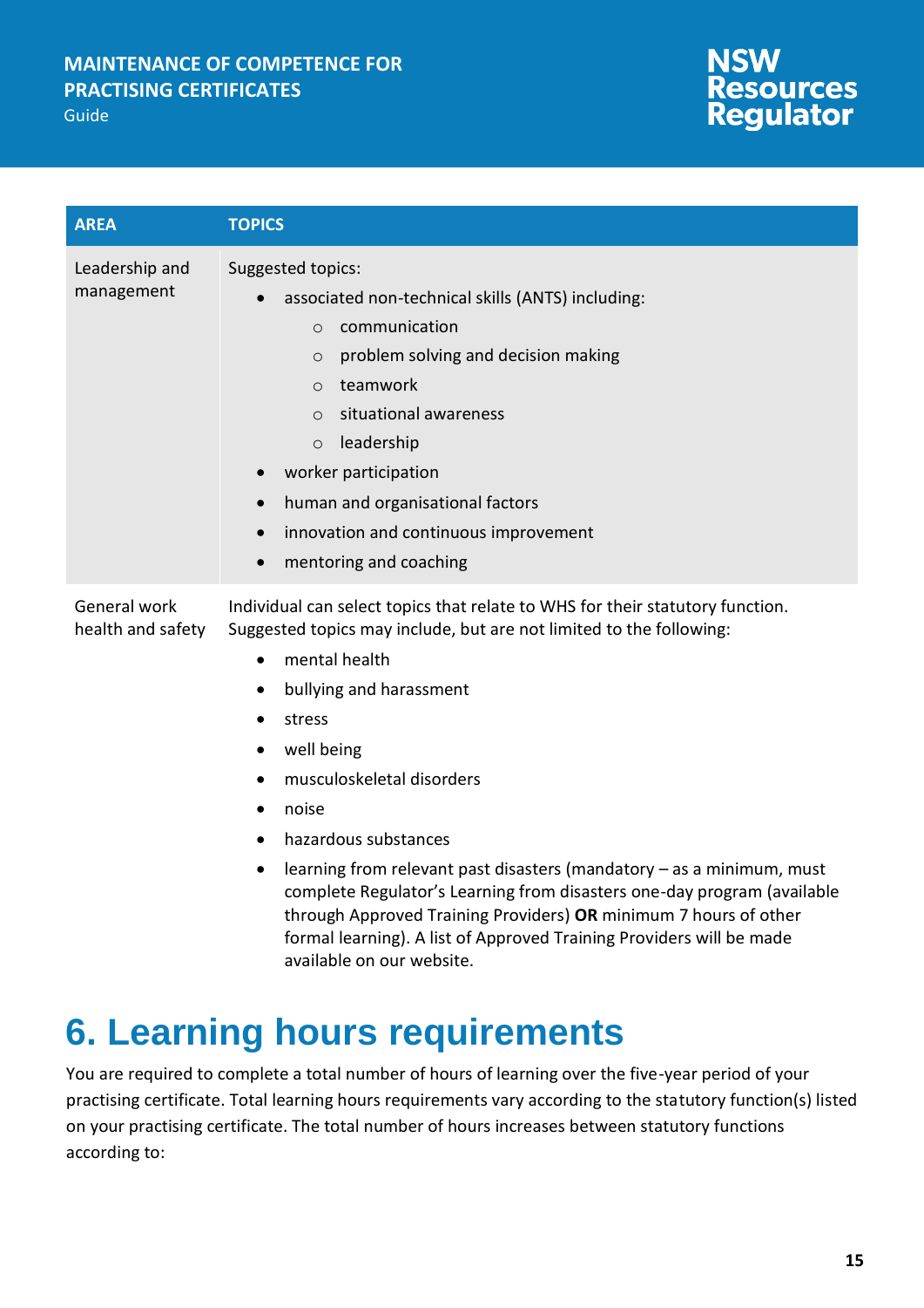| AREA | TOPICS |
|---|---|
| Leadership and management | Suggested topics:<br>• associated non-technical skills (ANTS) including:<br>  ○ communication<br>  ○ problem solving and decision making<br>  ○ teamwork<br>  ○ situational awareness<br>  ○ leadership<br>• worker participation<br>• human and organisational factors<br>• innovation and continuous improvement<br>• mentoring and coaching |
| General work health and safety | Individual can select topics that relate to WHS for their statutory function. Suggested topics may include, but are not limited to the following:<br>• mental health<br>• bullying and harassment<br>• stress<br>• well being<br>• musculoskeletal disorders<br>• noise<br>• hazardous substances<br>• learning from relevant past disasters (mandatory – as a minimum, must complete Regulator's Learning from disasters one-day program (available through Approved Training Providers) **OR** minimum 7 hours of other formal learning). A list of Approved Training Providers will be made available on our website. |

# 6. Learning hours requirements

You are required to complete a total number of hours of learning over the five-year period of your practising certificate. Total learning hours requirements vary according to the statutory function(s) listed on your practising certificate. The total number of hours increases between statutory functions according to: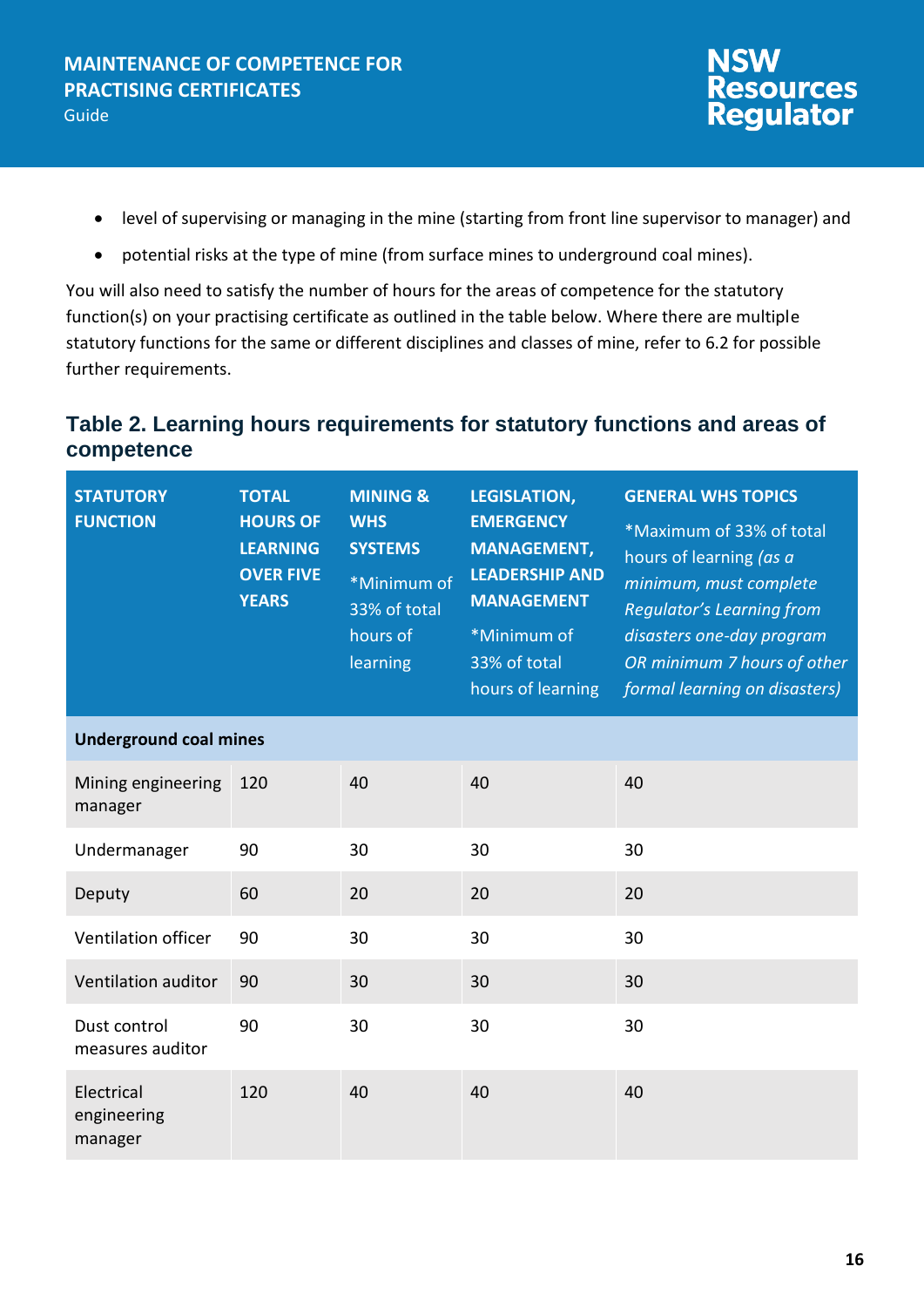- level of supervising or managing in the mine (starting from front line supervisor to manager) and
- potential risks at the type of mine (from surface mines to underground coal mines).

You will also need to satisfy the number of hours for the areas of competence for the statutory function(s) on your practising certificate as outlined in the table below. Where there are multiple statutory functions for the same or different disciplines and classes of mine, refer to 6.2 for possible further requirements.

### Table 2. Learning hours requirements for statutory functions and areas of competence

| STATUTORY FUNCTION | TOTAL HOURS OF LEARNING OVER FIVE YEARS | MINING & WHS SYSTEMS *Minimum of 33% of total hours of learning | LEGISLATION, EMERGENCY MANAGEMENT, LEADERSHIP AND MANAGEMENT *Minimum of 33% of total hours of learning | GENERAL WHS TOPICS *Maximum of 33% of total hours of learning *(as a minimum, must complete Regulator's Learning from disasters one-day program OR minimum 7 hours of other formal learning on disasters)* |
|---|---|---|---|---|
| **Underground coal mines** | | | | |
| Mining engineering manager | 120 | 40 | 40 | 40 |
| Undermanager | 90 | 30 | 30 | 30 |
| Deputy | 60 | 20 | 20 | 20 |
| Ventilation officer | 90 | 30 | 30 | 30 |
| Ventilation auditor | 90 | 30 | 30 | 30 |
| Dust control measures auditor | 90 | 30 | 30 | 30 |
| Electrical engineering manager | 120 | 40 | 40 | 40 |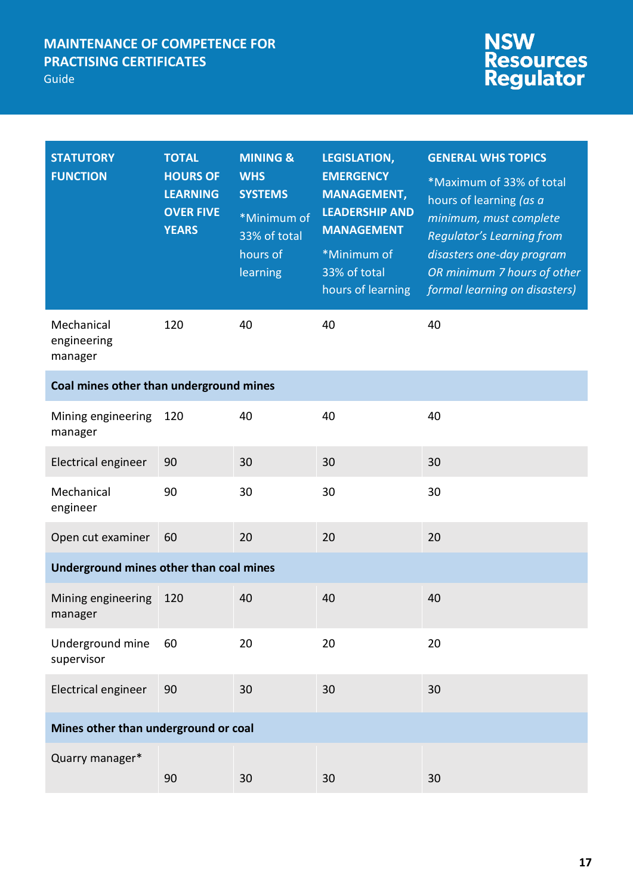| STATUTORY FUNCTION | TOTAL HOURS OF LEARNING OVER FIVE YEARS | MINING & WHS SYSTEMS *Minimum of 33% of total hours of learning | LEGISLATION, EMERGENCY MANAGEMENT, LEADERSHIP AND MANAGEMENT *Minimum of 33% of total hours of learning | GENERAL WHS TOPICS *Maximum of 33% of total hours of learning *(as a minimum, must complete Regulator's Learning from disasters one-day program OR minimum 7 hours of other formal learning on disasters)* |
|---|---|---|---|---|
| Mechanical engineering manager | 120 | 40 | 40 | 40 |
| **Coal mines other than underground mines** | | | | |
| Mining engineering manager | 120 | 40 | 40 | 40 |
| Electrical engineer | 90 | 30 | 30 | 30 |
| Mechanical engineer | 90 | 30 | 30 | 30 |
| Open cut examiner | 60 | 20 | 20 | 20 |
| **Underground mines other than coal mines** | | | | |
| Mining engineering manager | 120 | 40 | 40 | 40 |
| Underground mine supervisor | 60 | 20 | 20 | 20 |
| Electrical engineer | 90 | 30 | 30 | 30 |
| **Mines other than underground or coal** | | | | |
| Quarry manager* | 90 | 30 | 30 | 30 |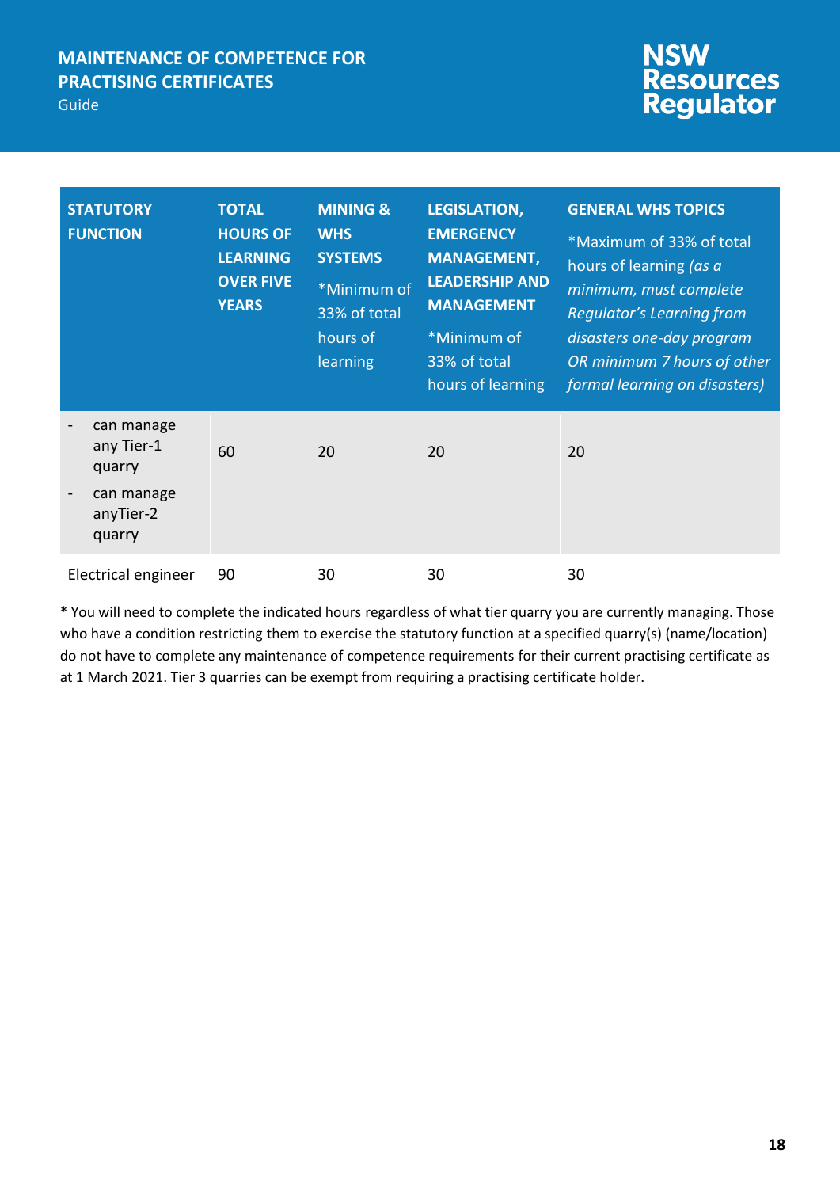| STATUTORY FUNCTION | TOTAL HOURS OF LEARNING OVER FIVE YEARS | MINING & WHS SYSTEMS *Minimum of 33% of total hours of learning | LEGISLATION, EMERGENCY MANAGEMENT, LEADERSHIP AND MANAGEMENT *Minimum of 33% of total hours of learning | GENERAL WHS TOPICS *Maximum of 33% of total hours of learning *(as a minimum, must complete Regulator's Learning from disasters one-day program OR minimum 7 hours of other formal learning on disasters)* |
|---|---|---|---|---|
| - can manage any Tier-1 quarry<br>- can manage anyTier-2 quarry | 60 | 20 | 20 | 20 |
| Electrical engineer | 90 | 30 | 30 | 30 |

* You will need to complete the indicated hours regardless of what tier quarry you are currently managing. Those who have a condition restricting them to exercise the statutory function at a specified quarry(s) (name/location) do not have to complete any maintenance of competence requirements for their current practising certificate as at 1 March 2021. Tier 3 quarries can be exempt from requiring a practising certificate holder.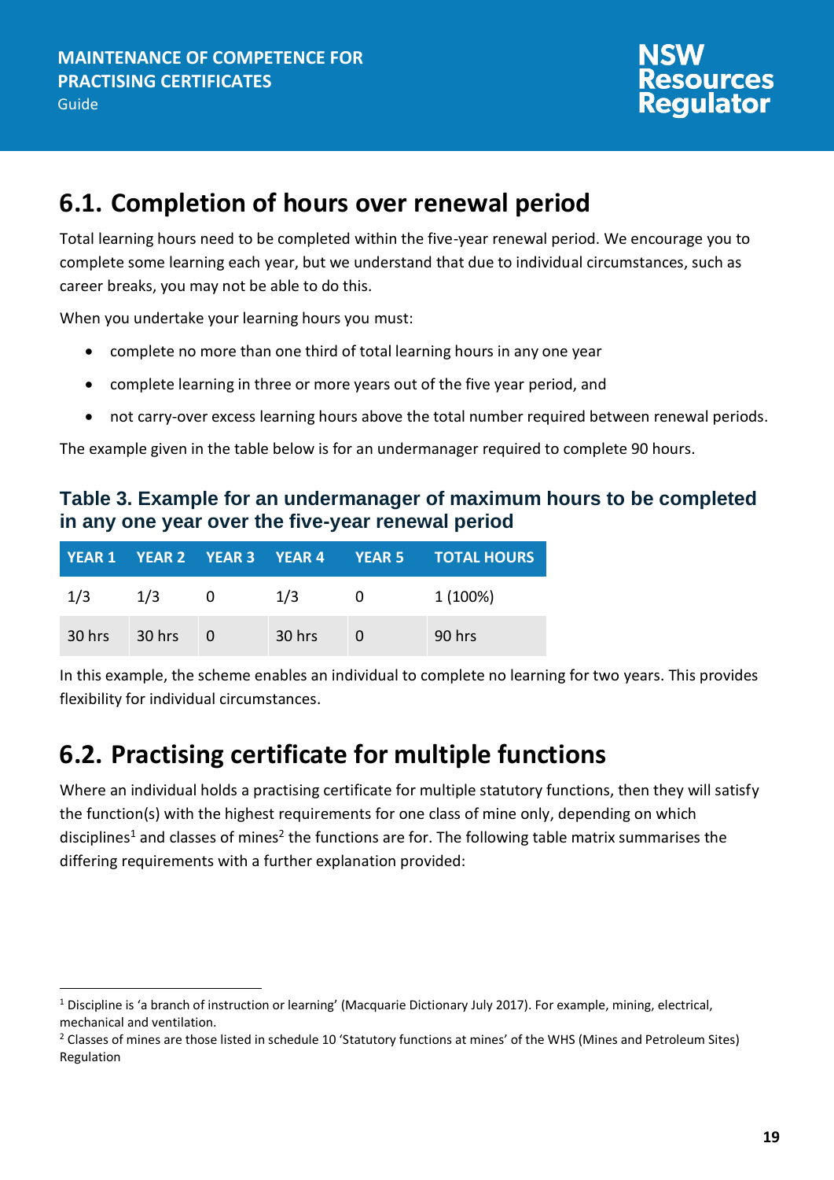## 6.1. Completion of hours over renewal period

Total learning hours need to be completed within the five-year renewal period. We encourage you to complete some learning each year, but we understand that due to individual circumstances, such as career breaks, you may not be able to do this.

When you undertake your learning hours you must:

- complete no more than one third of total learning hours in any one year
- complete learning in three or more years out of the five year period, and
- not carry-over excess learning hours above the total number required between renewal periods.

The example given in the table below is for an undermanager required to complete 90 hours.

### Table 3. Example for an undermanager of maximum hours to be completed in any one year over the five-year renewal period

| YEAR 1 | YEAR 2 | YEAR 3 | YEAR 4 | YEAR 5 | TOTAL HOURS |
|---|---|---|---|---|---|
| 1/3 | 1/3 | 0 | 1/3 | 0 | 1 (100%) |
| 30 hrs | 30 hrs | 0 | 30 hrs | 0 | 90 hrs |

In this example, the scheme enables an individual to complete no learning for two years. This provides flexibility for individual circumstances.

## 6.2. Practising certificate for multiple functions

Where an individual holds a practising certificate for multiple statutory functions, then they will satisfy the function(s) with the highest requirements for one class of mine only, depending on which disciplines[1] and classes of mines[2] the functions are for. The following table matrix summarises the differing requirements with a further explanation provided:

[1] Discipline is 'a branch of instruction or learning' (Macquarie Dictionary July 2017). For example, mining, electrical, mechanical and ventilation.

[2] Classes of mines are those listed in schedule 10 'Statutory functions at mines' of the WHS (Mines and Petroleum Sites) Regulation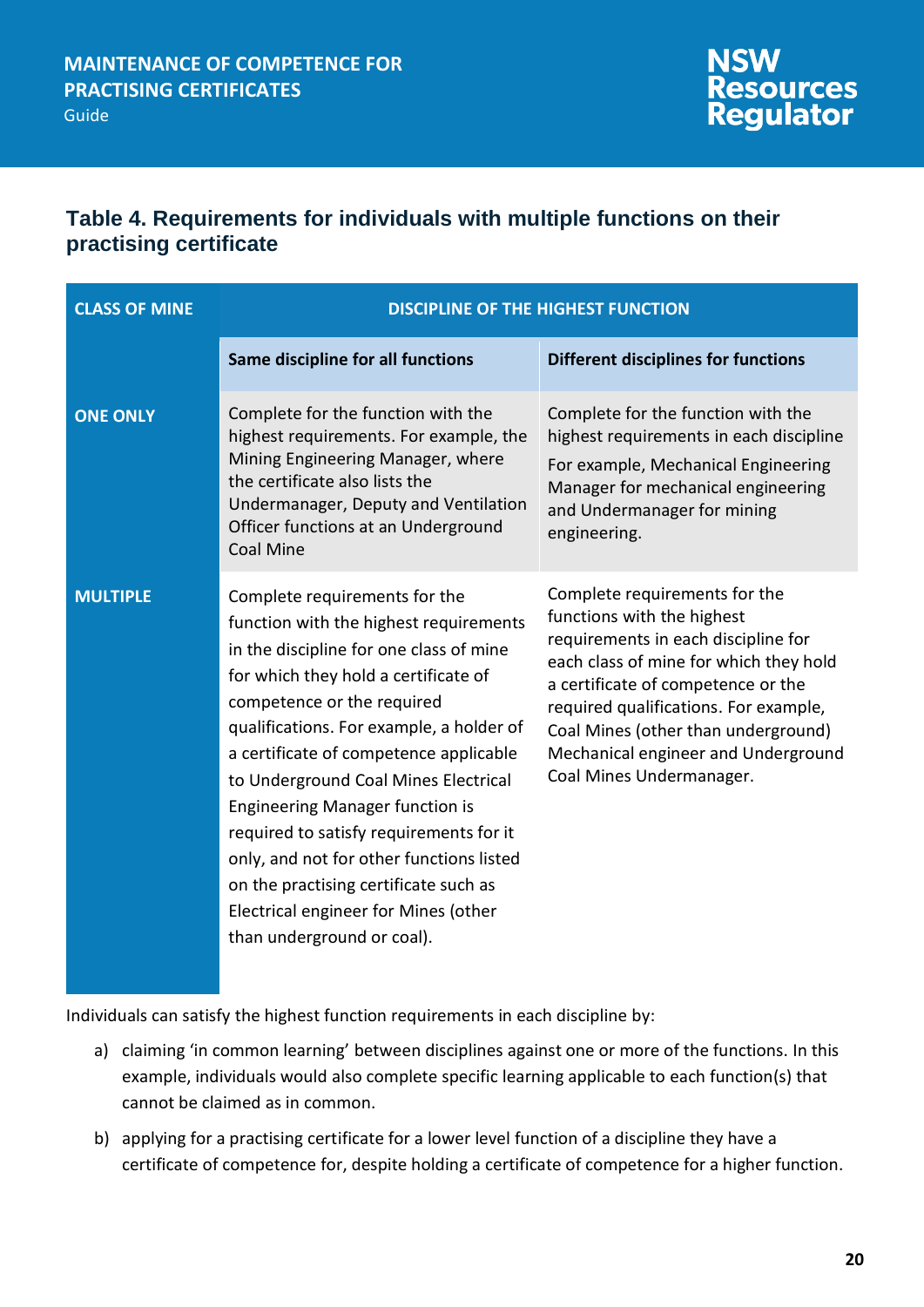### Table 4. Requirements for individuals with multiple functions on their practising certificate

| CLASS OF MINE | DISCIPLINE OF THE HIGHEST FUNCTION | |
|---|---|---|
| | **Same discipline for all functions** | **Different disciplines for functions** |
| **ONE ONLY** | Complete for the function with the highest requirements. For example, the Mining Engineering Manager, where the certificate also lists the Undermanager, Deputy and Ventilation Officer functions at an Underground Coal Mine | Complete for the function with the highest requirements in each discipline<br>For example, Mechanical Engineering Manager for mechanical engineering and Undermanager for mining engineering. |
| **MULTIPLE** | Complete requirements for the function with the highest requirements in the discipline for one class of mine for which they hold a certificate of competence or the required qualifications. For example, a holder of a certificate of competence applicable to Underground Coal Mines Electrical Engineering Manager function is required to satisfy requirements for it only, and not for other functions listed on the practising certificate such as Electrical engineer for Mines (other than underground or coal). | Complete requirements for the functions with the highest requirements in each discipline for each class of mine for which they hold a certificate of competence or the required qualifications. For example, Coal Mines (other than underground) Mechanical engineer and Underground Coal Mines Undermanager. |

Individuals can satisfy the highest function requirements in each discipline by:

a) claiming 'in common learning' between disciplines against one or more of the functions. In this example, individuals would also complete specific learning applicable to each function(s) that cannot be claimed as in common.

b) applying for a practising certificate for a lower level function of a discipline they have a certificate of competence for, despite holding a certificate of competence for a higher function.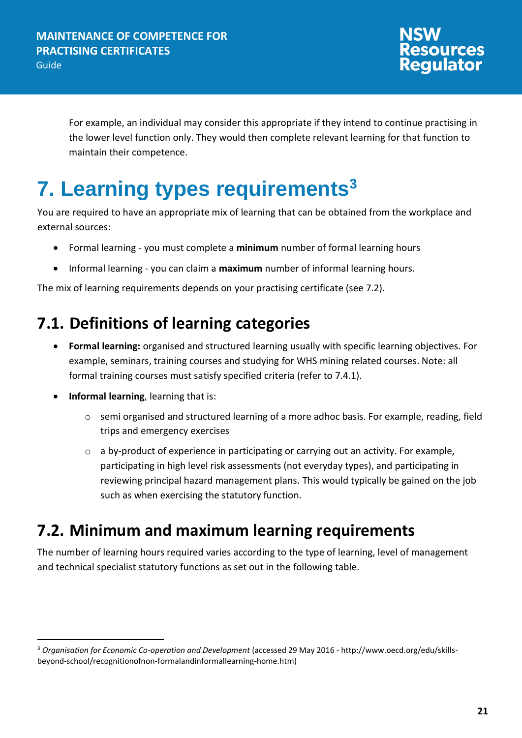For example, an individual may consider this appropriate if they intend to continue practising in the lower level function only. They would then complete relevant learning for that function to maintain their competence.

# 7. Learning types requirements[3]

You are required to have an appropriate mix of learning that can be obtained from the workplace and external sources:

- Formal learning - you must complete a **minimum** number of formal learning hours
- Informal learning - you can claim a **maximum** number of informal learning hours.

The mix of learning requirements depends on your practising certificate (see 7.2).

## 7.1. Definitions of learning categories

- **Formal learning:** organised and structured learning usually with specific learning objectives. For example, seminars, training courses and studying for WHS mining related courses. Note: all formal training courses must satisfy specified criteria (refer to 7.4.1).
- **Informal learning**, learning that is:
  - semi organised and structured learning of a more adhoc basis. For example, reading, field trips and emergency exercises
  - a by-product of experience in participating or carrying out an activity. For example, participating in high level risk assessments (not everyday types), and participating in reviewing principal hazard management plans. This would typically be gained on the job such as when exercising the statutory function.

## 7.2. Minimum and maximum learning requirements

The number of learning hours required varies according to the type of learning, level of management and technical specialist statutory functions as set out in the following table.

[3] *Organisation for Economic Co-operation and Development* (accessed 29 May 2016 - http://www.oecd.org/edu/skills-beyond-school/recognitionofnon-formalandinformallearning-home.htm)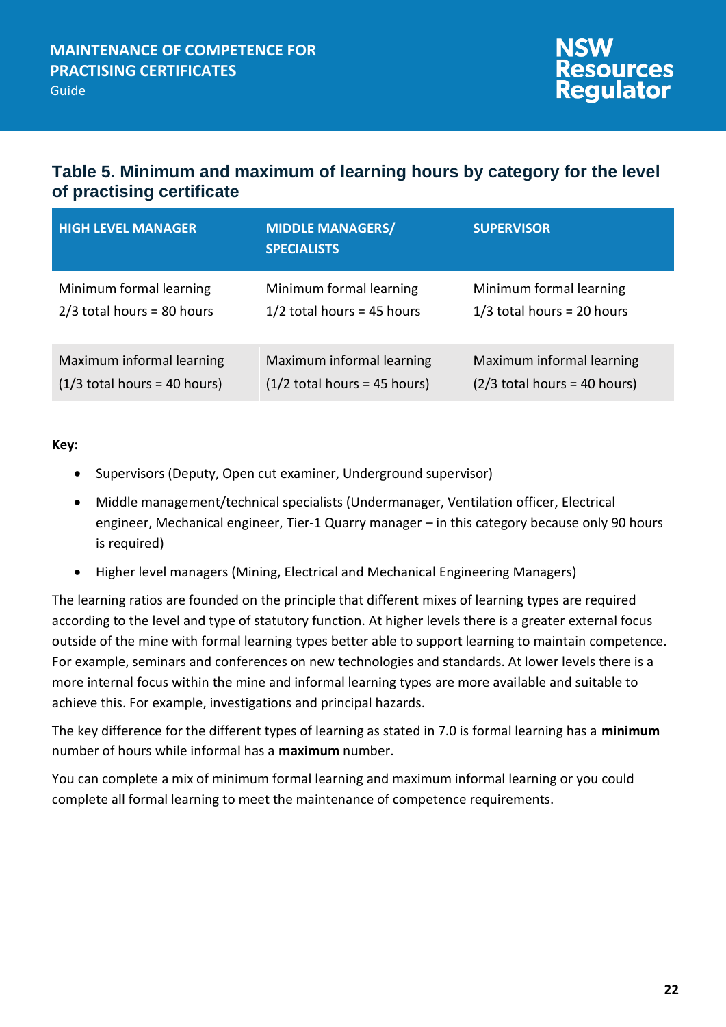### Table 5. Minimum and maximum of learning hours by category for the level of practising certificate

| HIGH LEVEL MANAGER | MIDDLE MANAGERS/ SPECIALISTS | SUPERVISOR |
|---|---|---|
| Minimum formal learning 2/3 total hours = 80 hours | Minimum formal learning 1/2 total hours = 45 hours | Minimum formal learning 1/3 total hours = 20 hours |
| Maximum informal learning (1/3 total hours = 40 hours) | Maximum informal learning (1/2 total hours = 45 hours) | Maximum informal learning (2/3 total hours = 40 hours) |

**Key:**

- Supervisors (Deputy, Open cut examiner, Underground supervisor)
- Middle management/technical specialists (Undermanager, Ventilation officer, Electrical engineer, Mechanical engineer, Tier-1 Quarry manager – in this category because only 90 hours is required)
- Higher level managers (Mining, Electrical and Mechanical Engineering Managers)

The learning ratios are founded on the principle that different mixes of learning types are required according to the level and type of statutory function. At higher levels there is a greater external focus outside of the mine with formal learning types better able to support learning to maintain competence. For example, seminars and conferences on new technologies and standards. At lower levels there is a more internal focus within the mine and informal learning types are more available and suitable to achieve this. For example, investigations and principal hazards.

The key difference for the different types of learning as stated in 7.0 is formal learning has a **minimum** number of hours while informal has a **maximum** number.

You can complete a mix of minimum formal learning and maximum informal learning or you could complete all formal learning to meet the maintenance of competence requirements.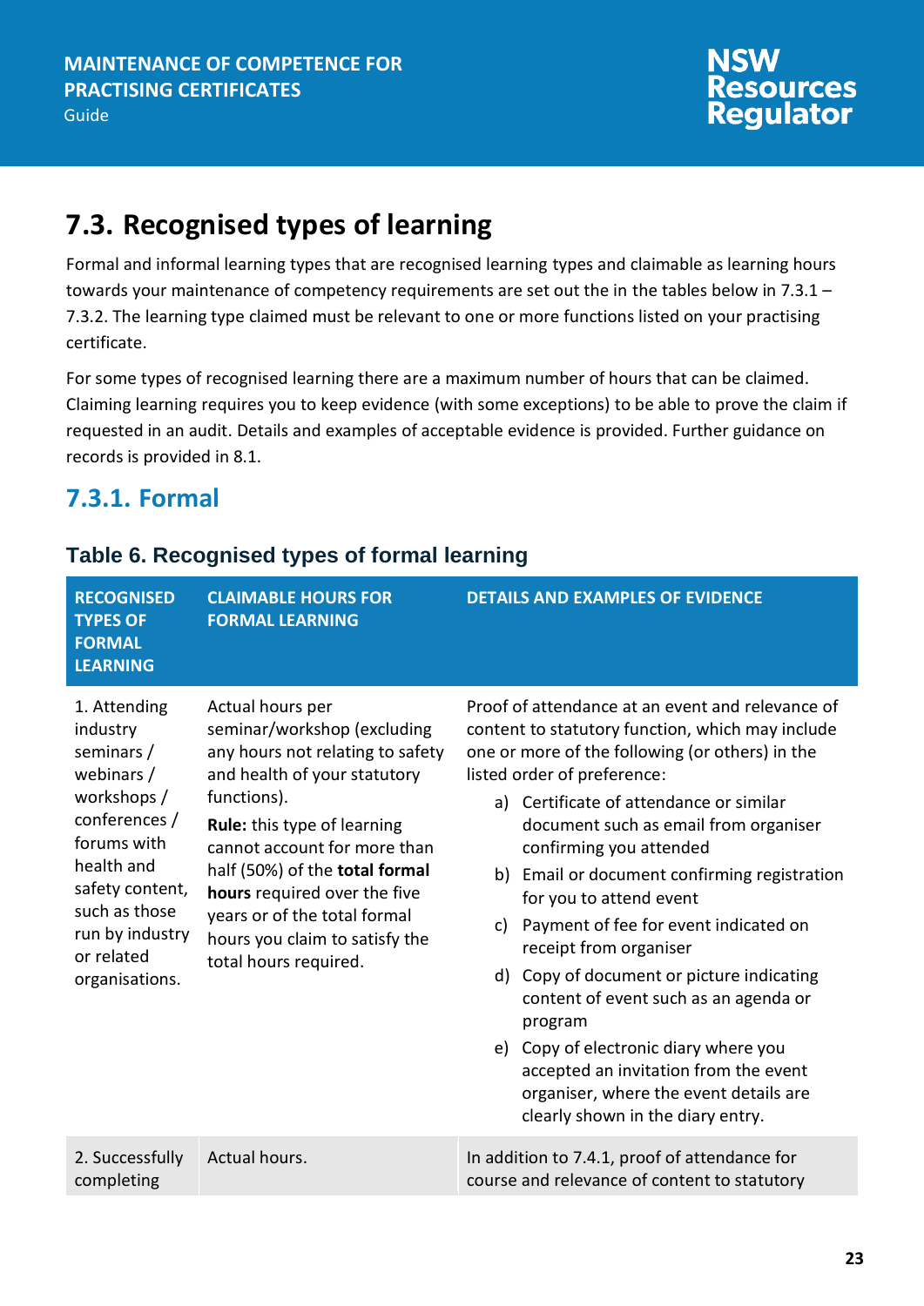## 7.3. Recognised types of learning

Formal and informal learning types that are recognised learning types and claimable as learning hours towards your maintenance of competency requirements are set out the in the tables below in 7.3.1 – 7.3.2. The learning type claimed must be relevant to one or more functions listed on your practising certificate.

For some types of recognised learning there are a maximum number of hours that can be claimed. Claiming learning requires you to keep evidence (with some exceptions) to be able to prove the claim if requested in an audit. Details and examples of acceptable evidence is provided. Further guidance on records is provided in 8.1.

### 7.3.1. Formal

#### Table 6. Recognised types of formal learning

| RECOGNISED TYPES OF FORMAL LEARNING | CLAIMABLE HOURS FOR FORMAL LEARNING | DETAILS AND EXAMPLES OF EVIDENCE |
|---|---|---|
| 1. Attending industry seminars / webinars / workshops / conferences / forums with health and safety content, such as those run by industry or related organisations. | Actual hours per seminar/workshop (excluding any hours not relating to safety and health of your statutory functions).<br>**Rule:** this type of learning cannot account for more than half (50%) of the **total formal hours** required over the five years or of the total formal hours you claim to satisfy the total hours required. | Proof of attendance at an event and relevance of content to statutory function, which may include one or more of the following (or others) in the listed order of preference:<br>a) Certificate of attendance or similar document such as email from organiser confirming you attended<br>b) Email or document confirming registration for you to attend event<br>c) Payment of fee for event indicated on receipt from organiser<br>d) Copy of document or picture indicating content of event such as an agenda or program<br>e) Copy of electronic diary where you accepted an invitation from the event organiser, where the event details are clearly shown in the diary entry. |
| 2. Successfully completing | Actual hours. | In addition to 7.4.1, proof of attendance for course and relevance of content to statutory |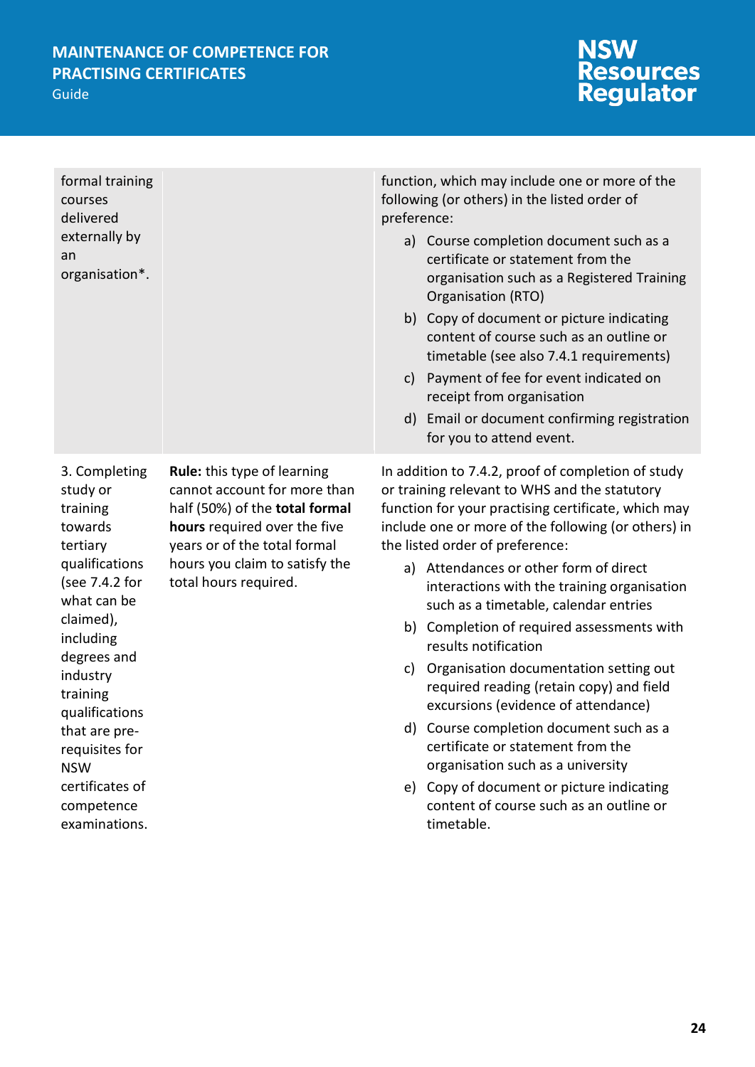| | | |
|---|---|---|
| formal training courses delivered externally by an organisation*. | | function, which may include one or more of the following (or others) in the listed order of preference:<br>a) Course completion document such as a certificate or statement from the organisation such as a Registered Training Organisation (RTO)<br>b) Copy of document or picture indicating content of course such as an outline or timetable (see also 7.4.1 requirements)<br>c) Payment of fee for event indicated on receipt from organisation<br>d) Email or document confirming registration for you to attend event. |
| 3. Completing study or training towards tertiary qualifications (see 7.4.2 for what can be claimed), including degrees and industry training qualifications that are pre-requisites for NSW certificates of competence examinations. | **Rule:** this type of learning cannot account for more than half (50%) of the **total formal hours** required over the five years or of the total formal hours you claim to satisfy the total hours required. | In addition to 7.4.2, proof of completion of study or training relevant to WHS and the statutory function for your practising certificate, which may include one or more of the following (or others) in the listed order of preference:<br>a) Attendances or other form of direct interactions with the training organisation such as a timetable, calendar entries<br>b) Completion of required assessments with results notification<br>c) Organisation documentation setting out required reading (retain copy) and field excursions (evidence of attendance)<br>d) Course completion document such as a certificate or statement from the organisation such as a university<br>e) Copy of document or picture indicating content of course such as an outline or timetable. |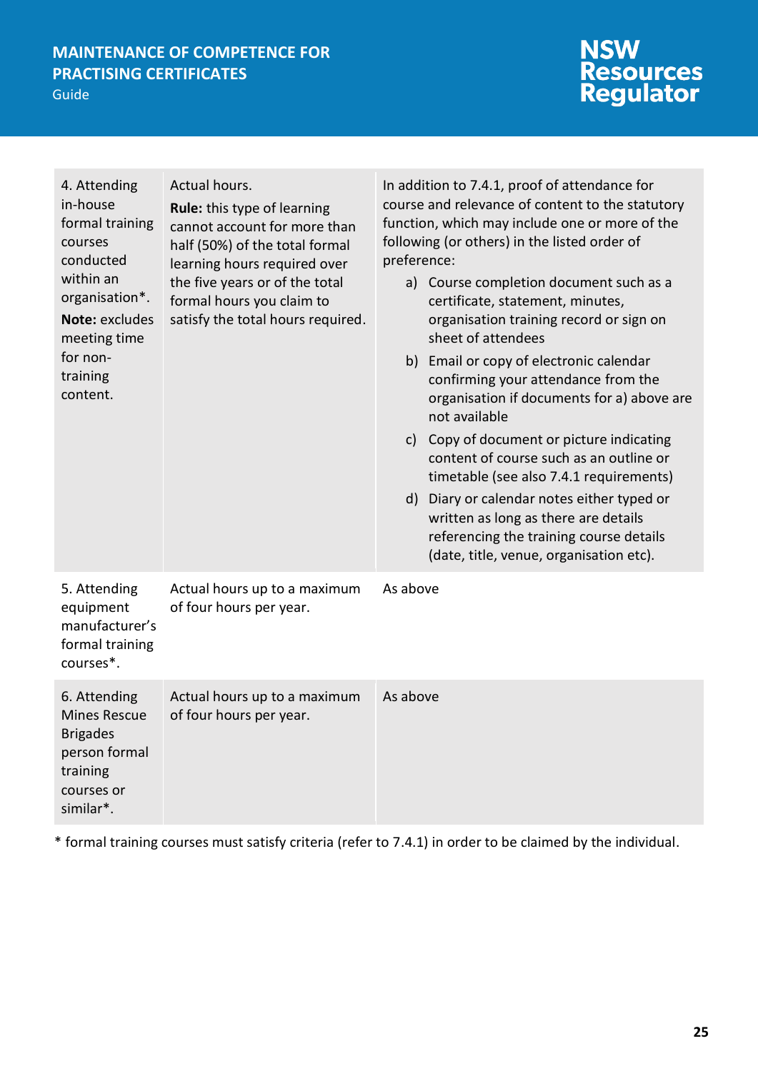| 4. Attending in-house formal training courses conducted within an organisation*. **Note:** excludes meeting time for non-training content. | Actual hours. **Rule:** this type of learning cannot account for more than half (50%) of the total formal learning hours required over the five years or of the total formal hours you claim to satisfy the total hours required. | In addition to 7.4.1, proof of attendance for course and relevance of content to the statutory function, which may include one or more of the following (or others) in the listed order of preference: a) Course completion document such as a certificate, statement, minutes, organisation training record or sign on sheet of attendees b) Email or copy of electronic calendar confirming your attendance from the organisation if documents for a) above are not available c) Copy of document or picture indicating content of course such as an outline or timetable (see also 7.4.1 requirements) d) Diary or calendar notes either typed or written as long as there are details referencing the training course details (date, title, venue, organisation etc). |
|---|---|---|
| 5. Attending equipment manufacturer's formal training courses*. | Actual hours up to a maximum of four hours per year. | As above |
| 6. Attending Mines Rescue Brigades person formal training courses or similar*. | Actual hours up to a maximum of four hours per year. | As above |

* formal training courses must satisfy criteria (refer to 7.4.1) in order to be claimed by the individual.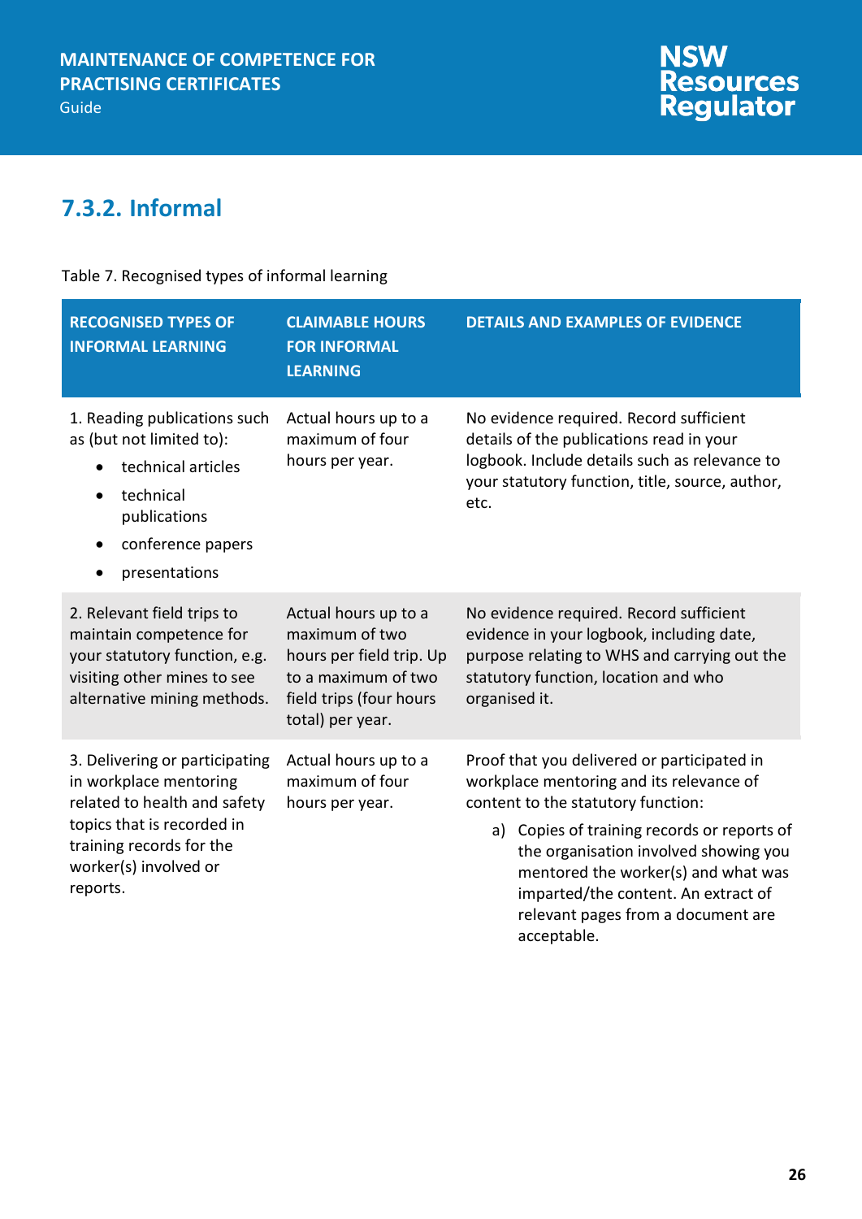### 7.3.2. Informal

Table 7. Recognised types of informal learning

| RECOGNISED TYPES OF INFORMAL LEARNING | CLAIMABLE HOURS FOR INFORMAL LEARNING | DETAILS AND EXAMPLES OF EVIDENCE |
|---|---|---|
| 1. Reading publications such as (but not limited to):<br>• technical articles<br>• technical publications<br>• conference papers<br>• presentations | Actual hours up to a maximum of four hours per year. | No evidence required. Record sufficient details of the publications read in your logbook. Include details such as relevance to your statutory function, title, source, author, etc. |
| 2. Relevant field trips to maintain competence for your statutory function, e.g. visiting other mines to see alternative mining methods. | Actual hours up to a maximum of two hours per field trip. Up to a maximum of two field trips (four hours total) per year. | No evidence required. Record sufficient evidence in your logbook, including date, purpose relating to WHS and carrying out the statutory function, location and who organised it. |
| 3. Delivering or participating in workplace mentoring related to health and safety topics that is recorded in training records for the worker(s) involved or reports. | Actual hours up to a maximum of four hours per year. | Proof that you delivered or participated in workplace mentoring and its relevance of content to the statutory function:<br>a) Copies of training records or reports of the organisation involved showing you mentored the worker(s) and what was imparted/the content. An extract of relevant pages from a document are acceptable. |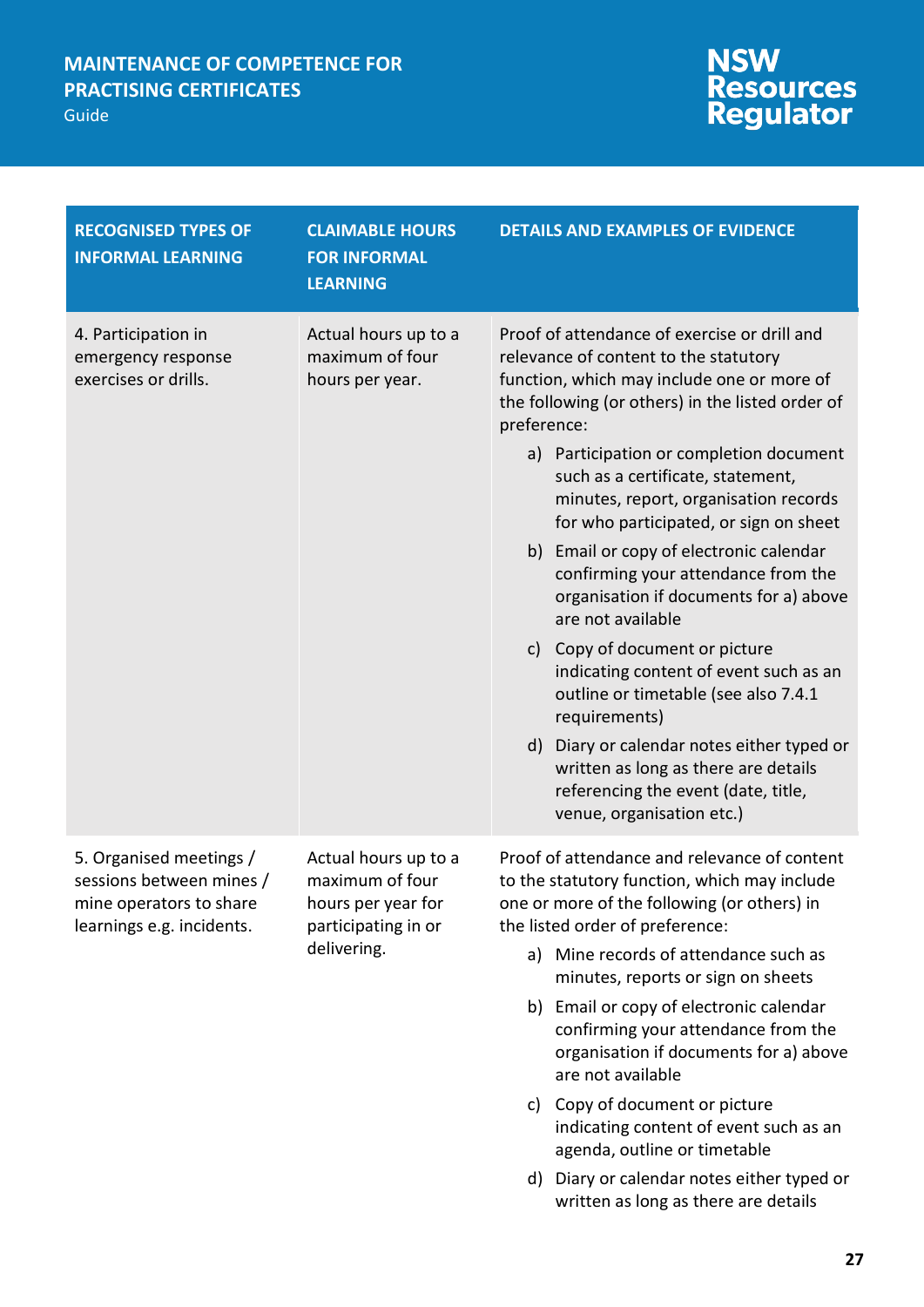| RECOGNISED TYPES OF INFORMAL LEARNING | CLAIMABLE HOURS FOR INFORMAL LEARNING | DETAILS AND EXAMPLES OF EVIDENCE |
|---|---|---|
| 4. Participation in emergency response exercises or drills. | Actual hours up to a maximum of four hours per year. | Proof of attendance of exercise or drill and relevance of content to the statutory function, which may include one or more of the following (or others) in the listed order of preference:<br>a) Participation or completion document such as a certificate, statement, minutes, report, organisation records for who participated, or sign on sheet<br>b) Email or copy of electronic calendar confirming your attendance from the organisation if documents for a) above are not available<br>c) Copy of document or picture indicating content of event such as an outline or timetable (see also 7.4.1 requirements)<br>d) Diary or calendar notes either typed or written as long as there are details referencing the event (date, title, venue, organisation etc.) |
| 5. Organised meetings / sessions between mines / mine operators to share learnings e.g. incidents. | Actual hours up to a maximum of four hours per year for participating in or delivering. | Proof of attendance and relevance of content to the statutory function, which may include one or more of the following (or others) in the listed order of preference:<br>a) Mine records of attendance such as minutes, reports or sign on sheets<br>b) Email or copy of electronic calendar confirming your attendance from the organisation if documents for a) above are not available<br>c) Copy of document or picture indicating content of event such as an agenda, outline or timetable<br>d) Diary or calendar notes either typed or written as long as there are details |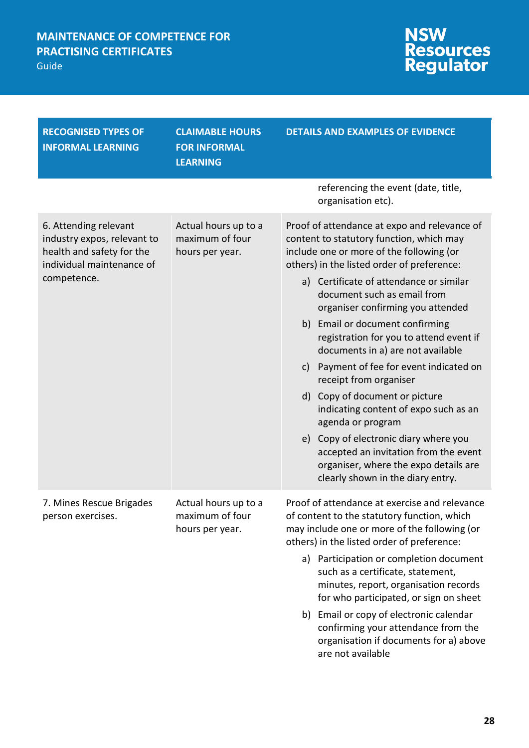| RECOGNISED TYPES OF INFORMAL LEARNING | CLAIMABLE HOURS FOR INFORMAL LEARNING | DETAILS AND EXAMPLES OF EVIDENCE |
|---|---|---|
| | | referencing the event (date, title, organisation etc). |
| 6. Attending relevant industry expos, relevant to health and safety for the individual maintenance of competence. | Actual hours up to a maximum of four hours per year. | Proof of attendance at expo and relevance of content to statutory function, which may include one or more of the following (or others) in the listed order of preference:<br>a) Certificate of attendance or similar document such as email from organiser confirming you attended<br>b) Email or document confirming registration for you to attend event if documents in a) are not available<br>c) Payment of fee for event indicated on receipt from organiser<br>d) Copy of document or picture indicating content of expo such as an agenda or program<br>e) Copy of electronic diary where you accepted an invitation from the event organiser, where the expo details are clearly shown in the diary entry. |
| 7. Mines Rescue Brigades person exercises. | Actual hours up to a maximum of four hours per year. | Proof of attendance at exercise and relevance of content to the statutory function, which may include one or more of the following (or others) in the listed order of preference:<br>a) Participation or completion document such as a certificate, statement, minutes, report, organisation records for who participated, or sign on sheet<br>b) Email or copy of electronic calendar confirming your attendance from the organisation if documents for a) above are not available |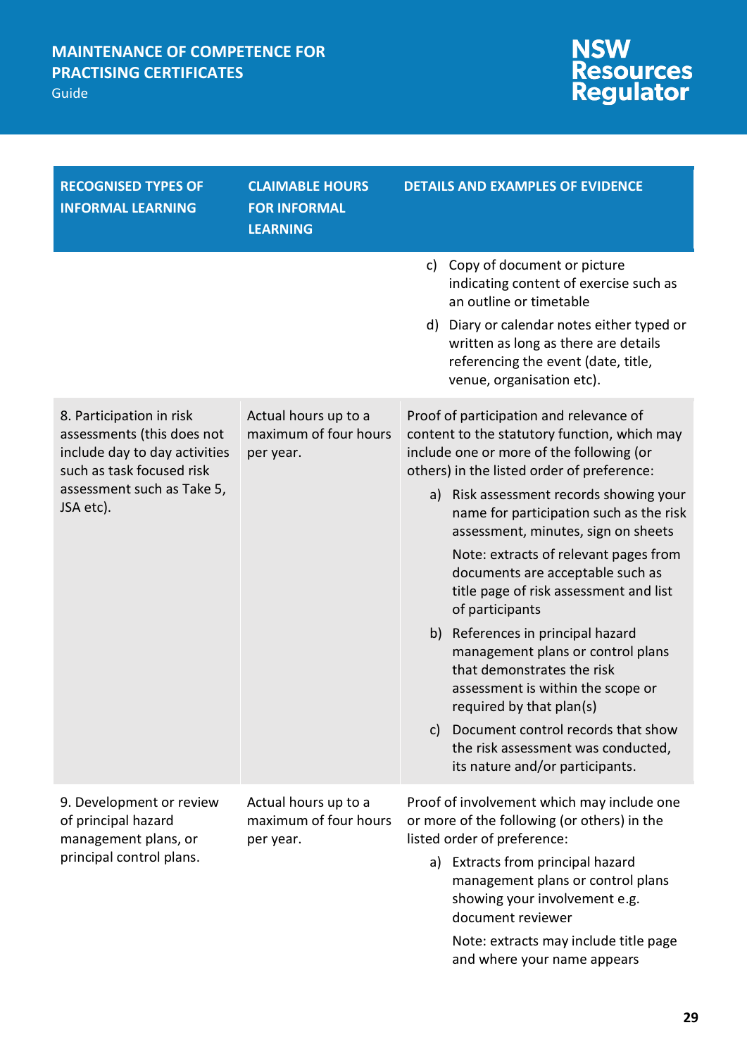| RECOGNISED TYPES OF INFORMAL LEARNING | CLAIMABLE HOURS FOR INFORMAL LEARNING | DETAILS AND EXAMPLES OF EVIDENCE |
|---|---|---|
| | | c) Copy of document or picture indicating content of exercise such as an outline or timetable<br>d) Diary or calendar notes either typed or written as long as there are details referencing the event (date, title, venue, organisation etc). |
| 8. Participation in risk assessments (this does not include day to day activities such as task focused risk assessment such as Take 5, JSA etc). | Actual hours up to a maximum of four hours per year. | Proof of participation and relevance of content to the statutory function, which may include one or more of the following (or others) in the listed order of preference:<br>a) Risk assessment records showing your name for participation such as the risk assessment, minutes, sign on sheets<br>Note: extracts of relevant pages from documents are acceptable such as title page of risk assessment and list of participants<br>b) References in principal hazard management plans or control plans that demonstrates the risk assessment is within the scope or required by that plan(s)<br>c) Document control records that show the risk assessment was conducted, its nature and/or participants. |
| 9. Development or review of principal hazard management plans, or principal control plans. | Actual hours up to a maximum of four hours per year. | Proof of involvement which may include one or more of the following (or others) in the listed order of preference:<br>a) Extracts from principal hazard management plans or control plans showing your involvement e.g. document reviewer<br>Note: extracts may include title page and where your name appears |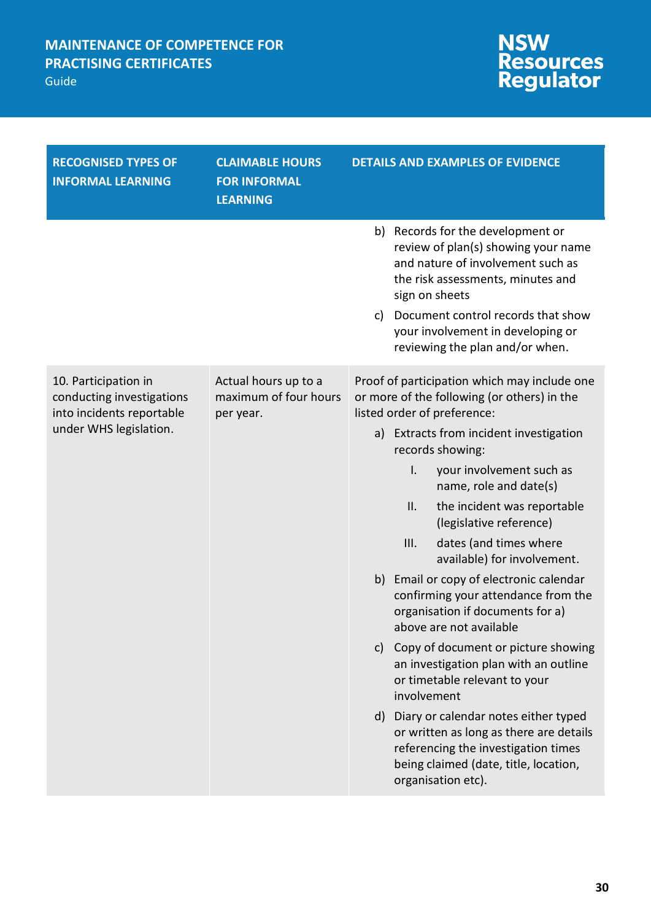| RECOGNISED TYPES OF INFORMAL LEARNING | CLAIMABLE HOURS FOR INFORMAL LEARNING | DETAILS AND EXAMPLES OF EVIDENCE |
|---|---|---|
| | | b) Records for the development or review of plan(s) showing your name and nature of involvement such as the risk assessments, minutes and sign on sheets<br>c) Document control records that show your involvement in developing or reviewing the plan and/or when. |
| 10. Participation in conducting investigations into incidents reportable under WHS legislation. | Actual hours up to a maximum of four hours per year. | Proof of participation which may include one or more of the following (or others) in the listed order of preference:<br>a) Extracts from incident investigation records showing:<br>I. your involvement such as name, role and date(s)<br>II. the incident was reportable (legislative reference)<br>III. dates (and times where available) for involvement.<br>b) Email or copy of electronic calendar confirming your attendance from the organisation if documents for a) above are not available<br>c) Copy of document or picture showing an investigation plan with an outline or timetable relevant to your involvement<br>d) Diary or calendar notes either typed or written as long as there are details referencing the investigation times being claimed (date, title, location, organisation etc). |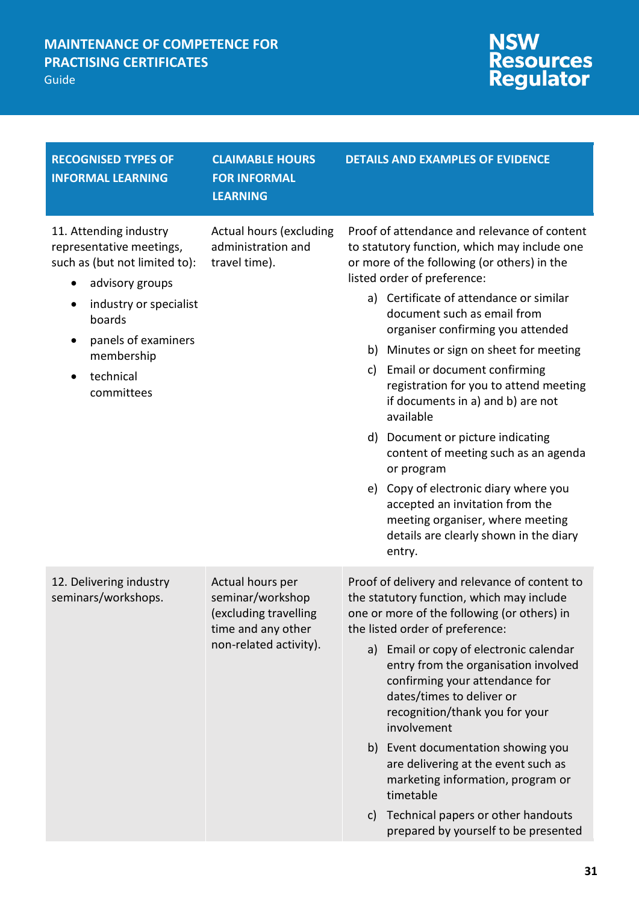| RECOGNISED TYPES OF INFORMAL LEARNING | CLAIMABLE HOURS FOR INFORMAL LEARNING | DETAILS AND EXAMPLES OF EVIDENCE |
|---|---|---|
| 11. Attending industry representative meetings, such as (but not limited to):<br>• advisory groups<br>• industry or specialist boards<br>• panels of examiners membership<br>• technical committees | Actual hours (excluding administration and travel time). | Proof of attendance and relevance of content to statutory function, which may include one or more of the following (or others) in the listed order of preference:<br>a) Certificate of attendance or similar document such as email from organiser confirming you attended<br>b) Minutes or sign on sheet for meeting<br>c) Email or document confirming registration for you to attend meeting if documents in a) and b) are not available<br>d) Document or picture indicating content of meeting such as an agenda or program<br>e) Copy of electronic diary where you accepted an invitation from the meeting organiser, where meeting details are clearly shown in the diary entry. |
| 12. Delivering industry seminars/workshops. | Actual hours per seminar/workshop (excluding travelling time and any other non-related activity). | Proof of delivery and relevance of content to the statutory function, which may include one or more of the following (or others) in the listed order of preference:<br>a) Email or copy of electronic calendar entry from the organisation involved confirming your attendance for dates/times to deliver or recognition/thank you for your involvement<br>b) Event documentation showing you are delivering at the event such as marketing information, program or timetable<br>c) Technical papers or other handouts prepared by yourself to be presented |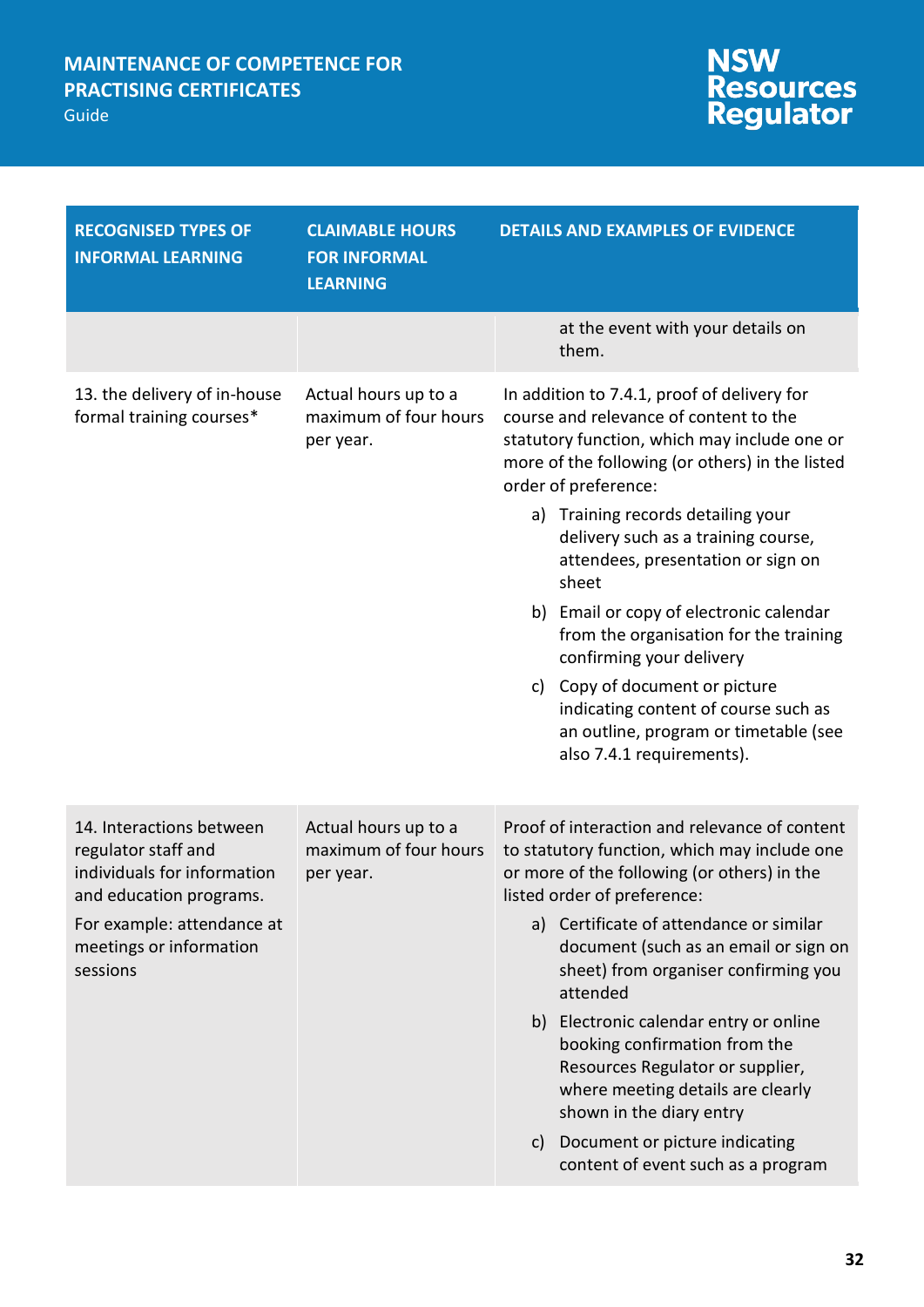| RECOGNISED TYPES OF INFORMAL LEARNING | CLAIMABLE HOURS FOR INFORMAL LEARNING | DETAILS AND EXAMPLES OF EVIDENCE |
|---|---|---|
| | | at the event with your details on them. |
| 13. the delivery of in-house formal training courses* | Actual hours up to a maximum of four hours per year. | In addition to 7.4.1, proof of delivery for course and relevance of content to the statutory function, which may include one or more of the following (or others) in the listed order of preference:<br>a) Training records detailing your delivery such as a training course, attendees, presentation or sign on sheet<br>b) Email or copy of electronic calendar from the organisation for the training confirming your delivery<br>c) Copy of document or picture indicating content of course such as an outline, program or timetable (see also 7.4.1 requirements). |
| 14. Interactions between regulator staff and individuals for information and education programs.<br>For example: attendance at meetings or information sessions | Actual hours up to a maximum of four hours per year. | Proof of interaction and relevance of content to statutory function, which may include one or more of the following (or others) in the listed order of preference:<br>a) Certificate of attendance or similar document (such as an email or sign on sheet) from organiser confirming you attended<br>b) Electronic calendar entry or online booking confirmation from the Resources Regulator or supplier, where meeting details are clearly shown in the diary entry<br>c) Document or picture indicating content of event such as a program |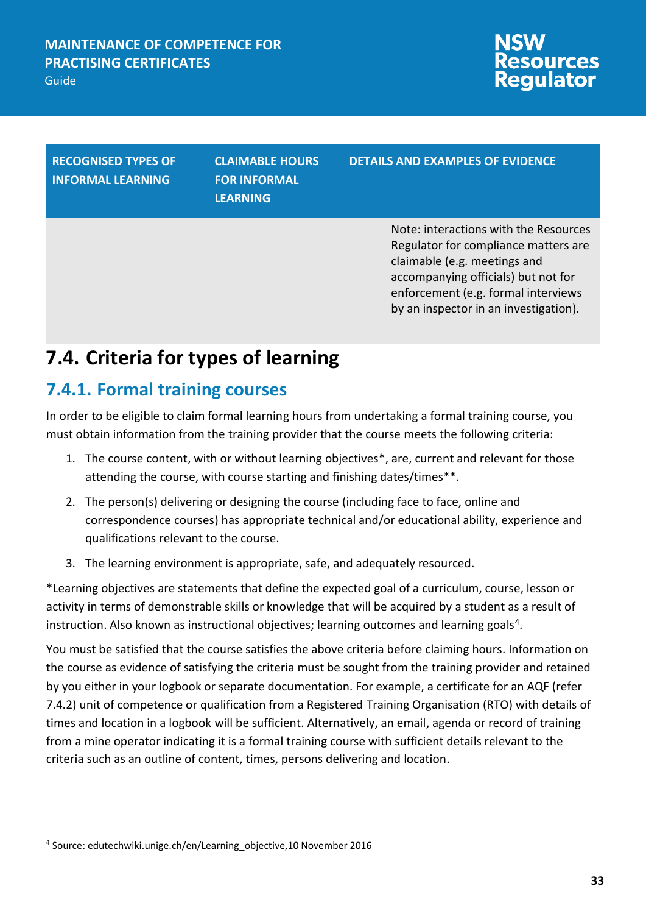| RECOGNISED TYPES OF INFORMAL LEARNING | CLAIMABLE HOURS FOR INFORMAL LEARNING | DETAILS AND EXAMPLES OF EVIDENCE |
|---|---|---|
| | | Note: interactions with the Resources Regulator for compliance matters are claimable (e.g. meetings and accompanying officials) but not for enforcement (e.g. formal interviews by an inspector in an investigation). |

## 7.4. Criteria for types of learning

### 7.4.1. Formal training courses

In order to be eligible to claim formal learning hours from undertaking a formal training course, you must obtain information from the training provider that the course meets the following criteria:

1. The course content, with or without learning objectives*, are, current and relevant for those attending the course, with course starting and finishing dates/times**.
2. The person(s) delivering or designing the course (including face to face, online and correspondence courses) has appropriate technical and/or educational ability, experience and qualifications relevant to the course.
3. The learning environment is appropriate, safe, and adequately resourced.

*Learning objectives are statements that define the expected goal of a curriculum, course, lesson or activity in terms of demonstrable skills or knowledge that will be acquired by a student as a result of instruction. Also known as instructional objectives; learning outcomes and learning goals[4].

You must be satisfied that the course satisfies the above criteria before claiming hours. Information on the course as evidence of satisfying the criteria must be sought from the training provider and retained by you either in your logbook or separate documentation. For example, a certificate for an AQF (refer 7.4.2) unit of competence or qualification from a Registered Training Organisation (RTO) with details of times and location in a logbook will be sufficient. Alternatively, an email, agenda or record of training from a mine operator indicating it is a formal training course with sufficient details relevant to the criteria such as an outline of content, times, persons delivering and location.

[4] Source: edutechwiki.unige.ch/en/Learning_objective,10 November 2016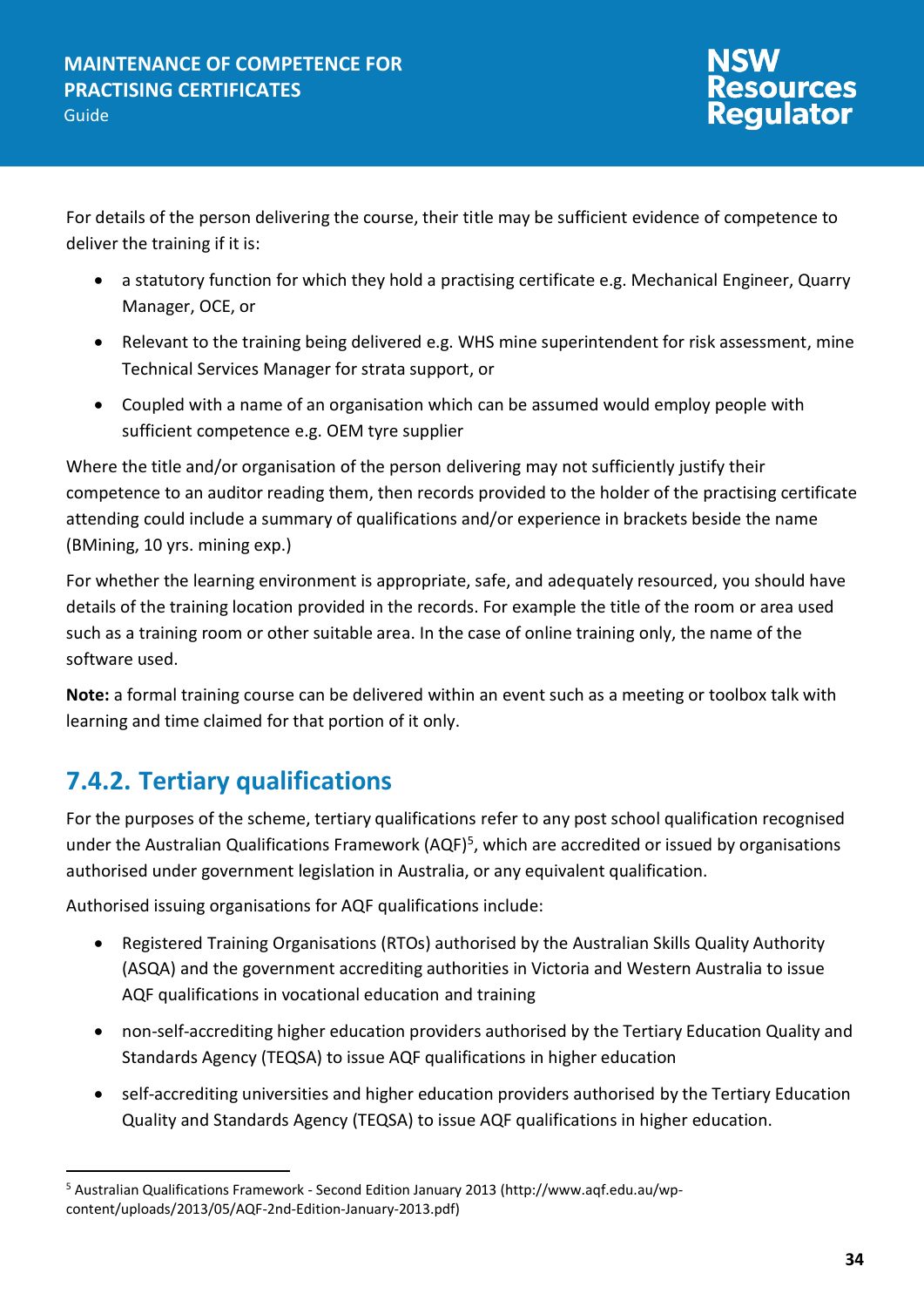For details of the person delivering the course, their title may be sufficient evidence of competence to deliver the training if it is:

- a statutory function for which they hold a practising certificate e.g. Mechanical Engineer, Quarry Manager, OCE, or
- Relevant to the training being delivered e.g. WHS mine superintendent for risk assessment, mine Technical Services Manager for strata support, or
- Coupled with a name of an organisation which can be assumed would employ people with sufficient competence e.g. OEM tyre supplier

Where the title and/or organisation of the person delivering may not sufficiently justify their competence to an auditor reading them, then records provided to the holder of the practising certificate attending could include a summary of qualifications and/or experience in brackets beside the name (BMining, 10 yrs. mining exp.)

For whether the learning environment is appropriate, safe, and adequately resourced, you should have details of the training location provided in the records. For example the title of the room or area used such as a training room or other suitable area. In the case of online training only, the name of the software used.

**Note:** a formal training course can be delivered within an event such as a meeting or toolbox talk with learning and time claimed for that portion of it only.

## 7.4.2. Tertiary qualifications

For the purposes of the scheme, tertiary qualifications refer to any post school qualification recognised under the Australian Qualifications Framework (AQF)[5], which are accredited or issued by organisations authorised under government legislation in Australia, or any equivalent qualification.

Authorised issuing organisations for AQF qualifications include:

- Registered Training Organisations (RTOs) authorised by the Australian Skills Quality Authority (ASQA) and the government accrediting authorities in Victoria and Western Australia to issue AQF qualifications in vocational education and training
- non-self-accrediting higher education providers authorised by the Tertiary Education Quality and Standards Agency (TEQSA) to issue AQF qualifications in higher education
- self-accrediting universities and higher education providers authorised by the Tertiary Education Quality and Standards Agency (TEQSA) to issue AQF qualifications in higher education.

[5] Australian Qualifications Framework - Second Edition January 2013 (http://www.aqf.edu.au/wp-content/uploads/2013/05/AQF-2nd-Edition-January-2013.pdf)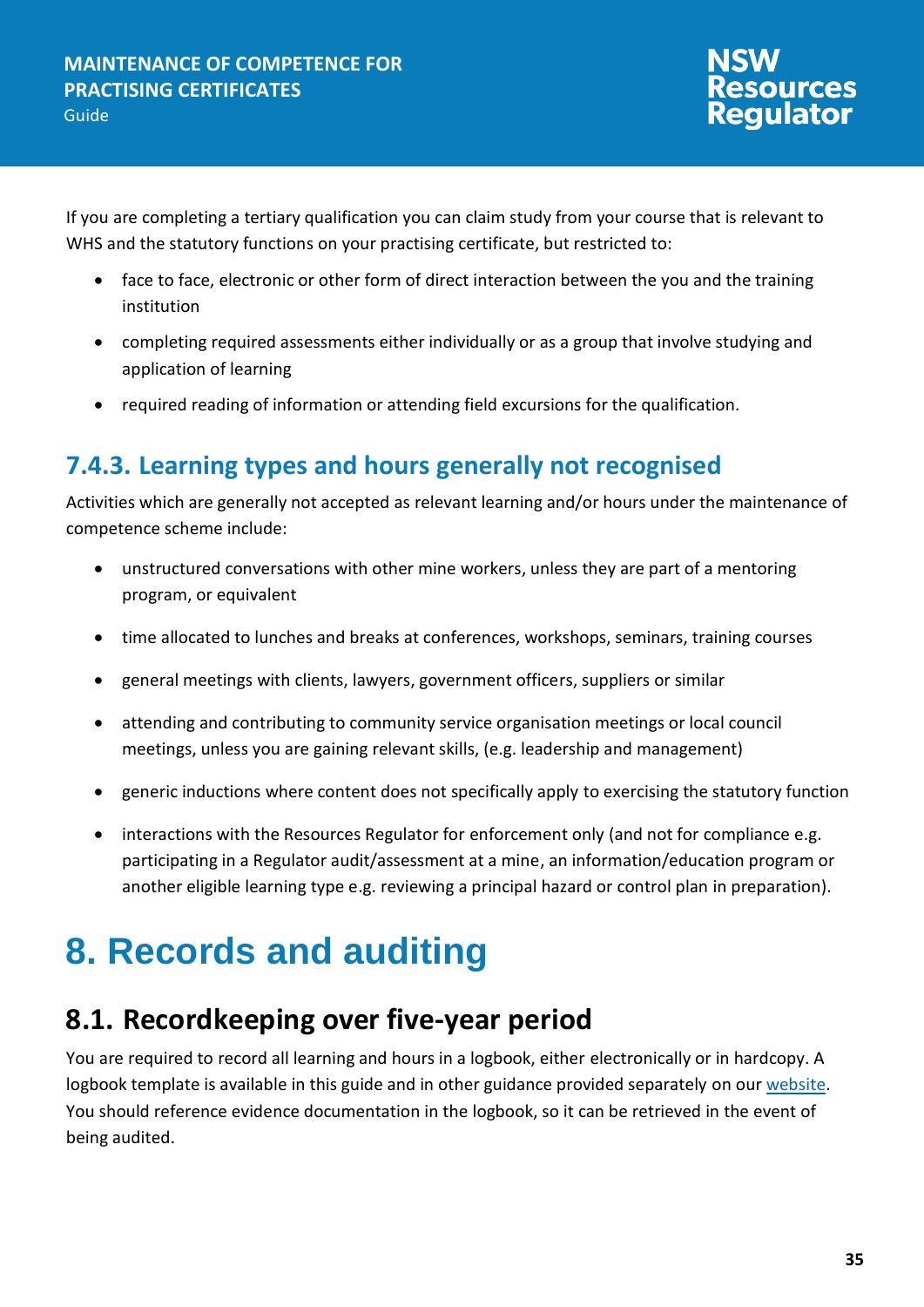If you are completing a tertiary qualification you can claim study from your course that is relevant to WHS and the statutory functions on your practising certificate, but restricted to:

- face to face, electronic or other form of direct interaction between the you and the training institution
- completing required assessments either individually or as a group that involve studying and application of learning
- required reading of information or attending field excursions for the qualification.

### 7.4.3. Learning types and hours generally not recognised

Activities which are generally not accepted as relevant learning and/or hours under the maintenance of competence scheme include:

- unstructured conversations with other mine workers, unless they are part of a mentoring program, or equivalent
- time allocated to lunches and breaks at conferences, workshops, seminars, training courses
- general meetings with clients, lawyers, government officers, suppliers or similar
- attending and contributing to community service organisation meetings or local council meetings, unless you are gaining relevant skills, (e.g. leadership and management)
- generic inductions where content does not specifically apply to exercising the statutory function
- interactions with the Resources Regulator for enforcement only (and not for compliance e.g. participating in a Regulator audit/assessment at a mine, an information/education program or another eligible learning type e.g. reviewing a principal hazard or control plan in preparation).

# 8. Records and auditing

## 8.1. Recordkeeping over five-year period

You are required to record all learning and hours in a logbook, either electronically or in hardcopy. A logbook template is available in this guide and in other guidance provided separately on our website. You should reference evidence documentation in the logbook, so it can be retrieved in the event of being audited.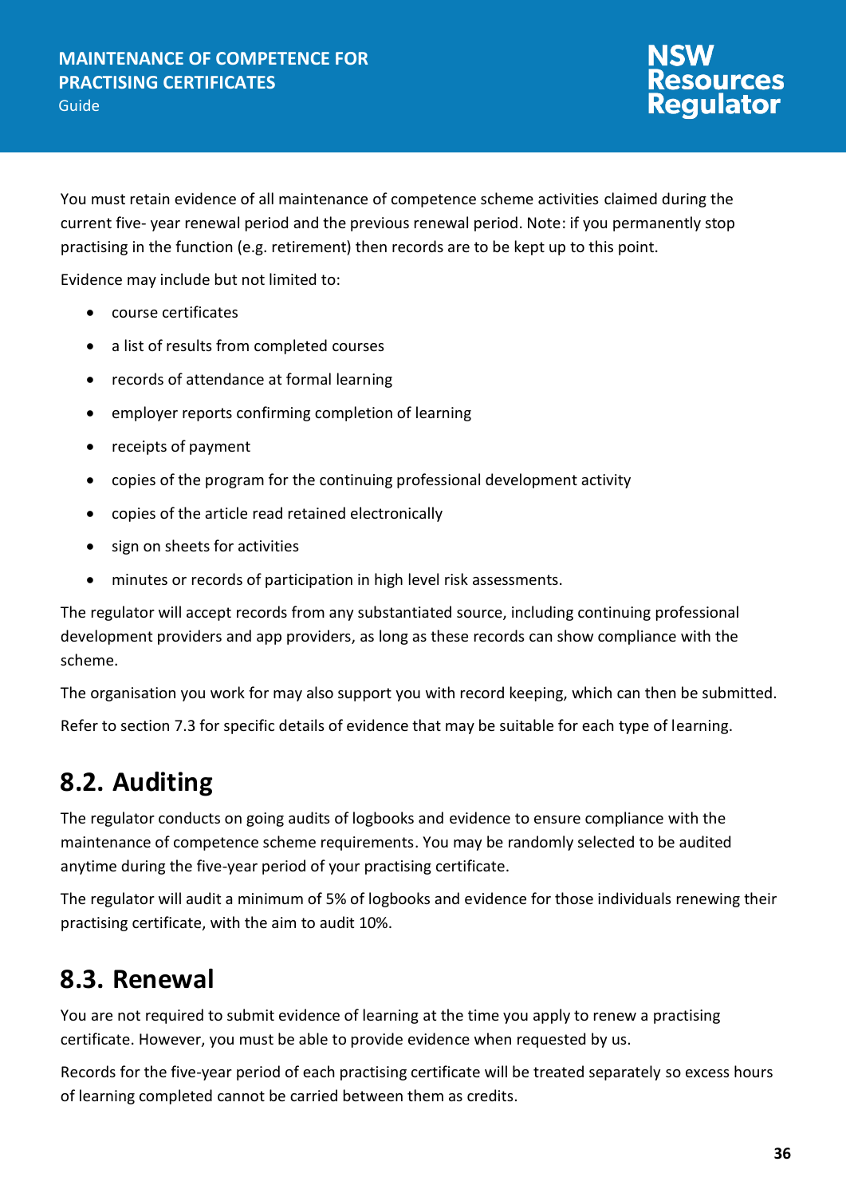You must retain evidence of all maintenance of competence scheme activities claimed during the current five- year renewal period and the previous renewal period. Note: if you permanently stop practising in the function (e.g. retirement) then records are to be kept up to this point.

Evidence may include but not limited to:

- course certificates
- a list of results from completed courses
- records of attendance at formal learning
- employer reports confirming completion of learning
- receipts of payment
- copies of the program for the continuing professional development activity
- copies of the article read retained electronically
- sign on sheets for activities
- minutes or records of participation in high level risk assessments.

The regulator will accept records from any substantiated source, including continuing professional development providers and app providers, as long as these records can show compliance with the scheme.

The organisation you work for may also support you with record keeping, which can then be submitted.

Refer to section 7.3 for specific details of evidence that may be suitable for each type of learning.

## 8.2. Auditing

The regulator conducts on going audits of logbooks and evidence to ensure compliance with the maintenance of competence scheme requirements. You may be randomly selected to be audited anytime during the five-year period of your practising certificate.

The regulator will audit a minimum of 5% of logbooks and evidence for those individuals renewing their practising certificate, with the aim to audit 10%.

## 8.3. Renewal

You are not required to submit evidence of learning at the time you apply to renew a practising certificate. However, you must be able to provide evidence when requested by us.

Records for the five-year period of each practising certificate will be treated separately so excess hours of learning completed cannot be carried between them as credits.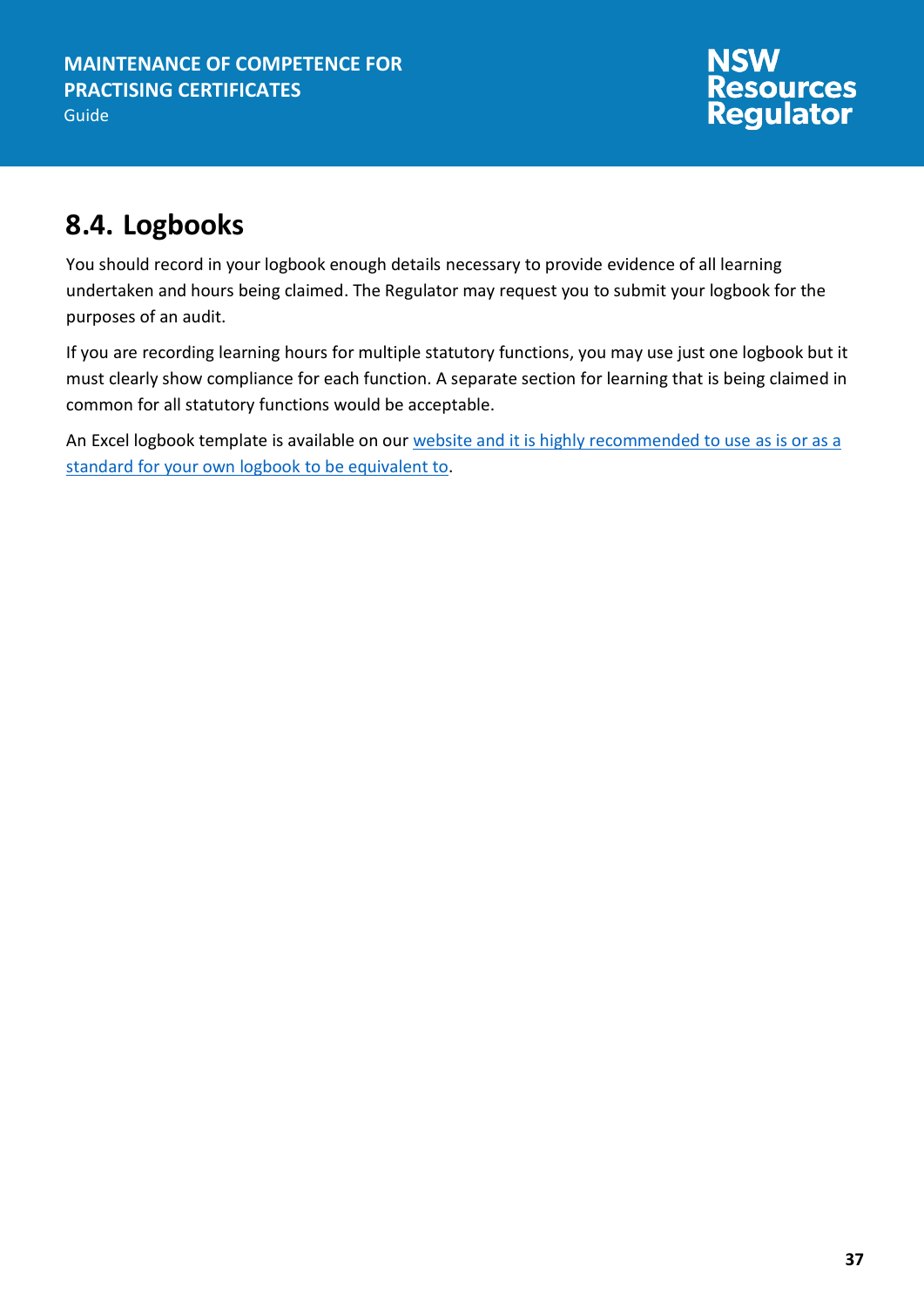## 8.4. Logbooks

You should record in your logbook enough details necessary to provide evidence of all learning undertaken and hours being claimed. The Regulator may request you to submit your logbook for the purposes of an audit.

If you are recording learning hours for multiple statutory functions, you may use just one logbook but it must clearly show compliance for each function. A separate section for learning that is being claimed in common for all statutory functions would be acceptable.

An Excel logbook template is available on our website and it is highly recommended to use as is or as a standard for your own logbook to be equivalent to.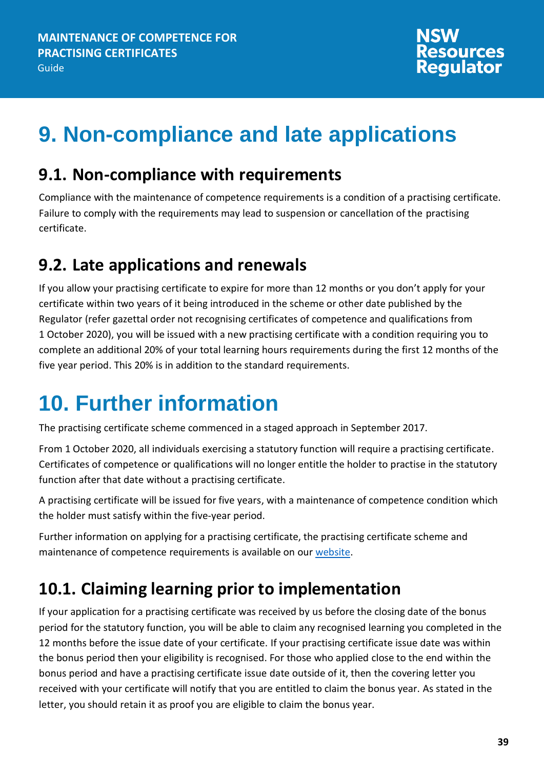# 9. Non-compliance and late applications

## 9.1. Non-compliance with requirements

Compliance with the maintenance of competence requirements is a condition of a practising certificate. Failure to comply with the requirements may lead to suspension or cancellation of the practising certificate.

## 9.2. Late applications and renewals

If you allow your practising certificate to expire for more than 12 months or you don't apply for your certificate within two years of it being introduced in the scheme or other date published by the Regulator (refer gazettal order not recognising certificates of competence and qualifications from 1 October 2020), you will be issued with a new practising certificate with a condition requiring you to complete an additional 20% of your total learning hours requirements during the first 12 months of the five year period. This 20% is in addition to the standard requirements.

# 10. Further information

The practising certificate scheme commenced in a staged approach in September 2017.

From 1 October 2020, all individuals exercising a statutory function will require a practising certificate. Certificates of competence or qualifications will no longer entitle the holder to practise in the statutory function after that date without a practising certificate.

A practising certificate will be issued for five years, with a maintenance of competence condition which the holder must satisfy within the five-year period.

Further information on applying for a practising certificate, the practising certificate scheme and maintenance of competence requirements is available on our website.

## 10.1. Claiming learning prior to implementation

If your application for a practising certificate was received by us before the closing date of the bonus period for the statutory function, you will be able to claim any recognised learning you completed in the 12 months before the issue date of your certificate. If your practising certificate issue date was within the bonus period then your eligibility is recognised. For those who applied close to the end within the bonus period and have a practising certificate issue date outside of it, then the covering letter you received with your certificate will notify that you are entitled to claim the bonus year. As stated in the letter, you should retain it as proof you are eligible to claim the bonus year.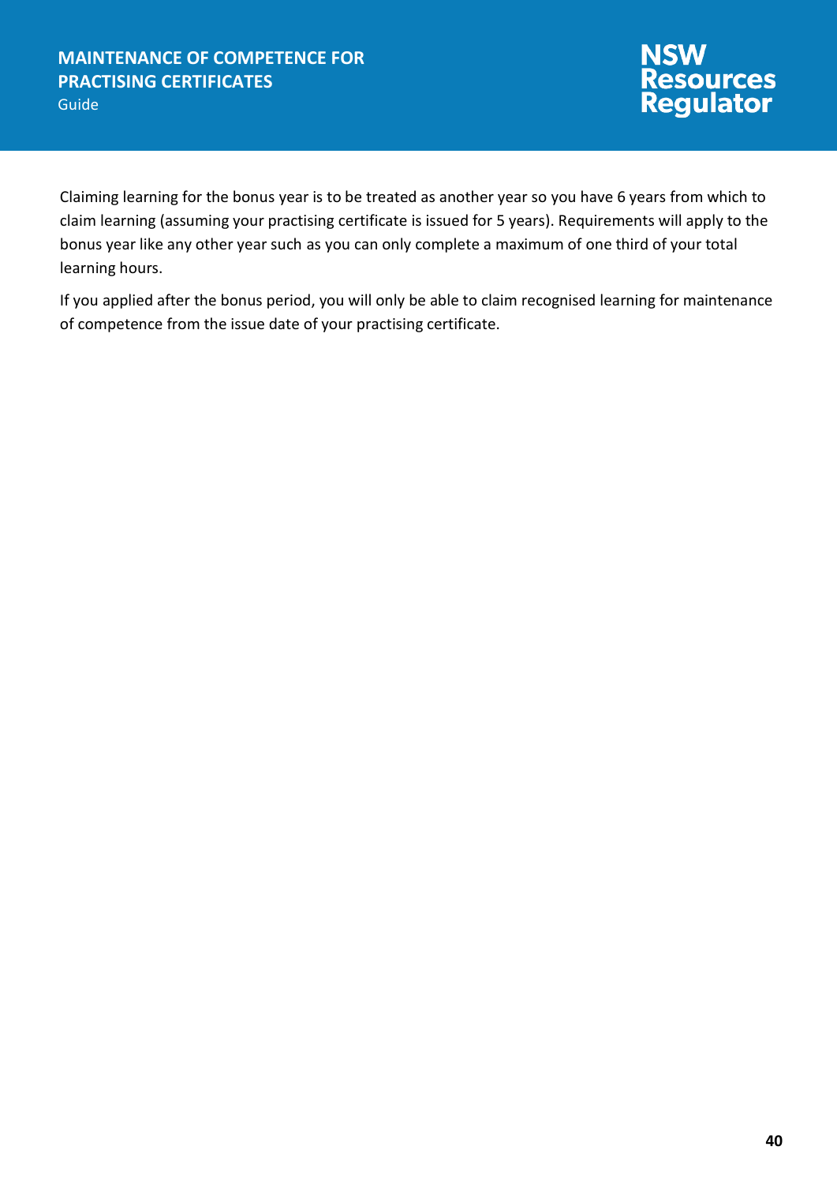Claiming learning for the bonus year is to be treated as another year so you have 6 years from which to claim learning (assuming your practising certificate is issued for 5 years). Requirements will apply to the bonus year like any other year such as you can only complete a maximum of one third of your total learning hours.

If you applied after the bonus period, you will only be able to claim recognised learning for maintenance of competence from the issue date of your practising certificate.